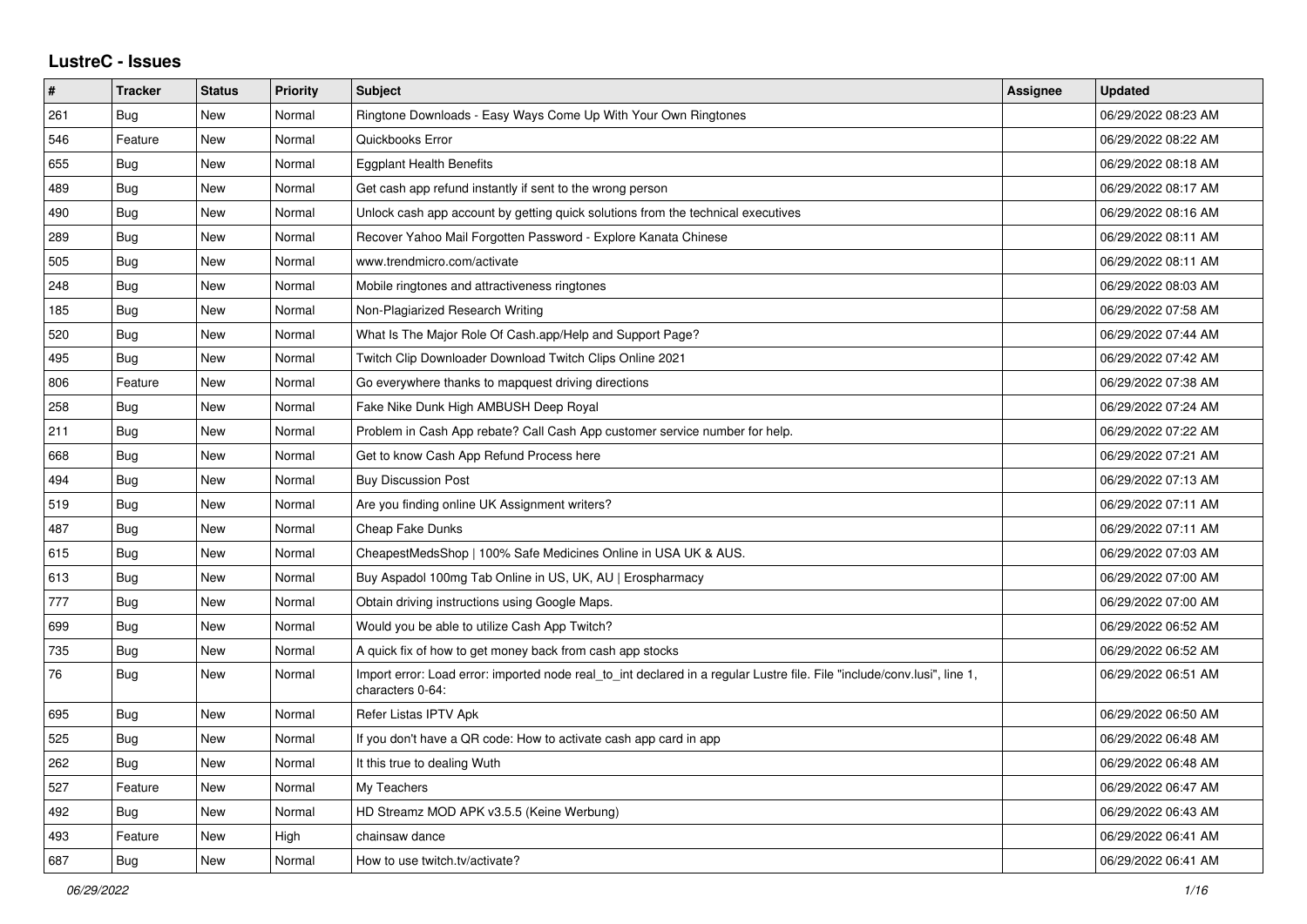# LustreC - Issues

| # | Tracker | Status | Priority | Subject | Assignee | Updated |
|---|---|---|---|---|---|---|
| 261 | Bug | New | Normal | Ringtone Downloads - Easy Ways Come Up With Your Own Ringtones | | 06/29/2022 08:23 AM |
| 546 | Feature | New | Normal | Quickbooks Error | | 06/29/2022 08:22 AM |
| 655 | Bug | New | Normal | Eggplant Health Benefits | | 06/29/2022 08:18 AM |
| 489 | Bug | New | Normal | Get cash app refund instantly if sent to the wrong person | | 06/29/2022 08:17 AM |
| 490 | Bug | New | Normal | Unlock cash app account by getting quick solutions from the technical executives | | 06/29/2022 08:16 AM |
| 289 | Bug | New | Normal | Recover Yahoo Mail Forgotten Password - Explore Kanata Chinese | | 06/29/2022 08:11 AM |
| 505 | Bug | New | Normal | www.trendmicro.com/activate | | 06/29/2022 08:11 AM |
| 248 | Bug | New | Normal | Mobile ringtones and attractiveness ringtones | | 06/29/2022 08:03 AM |
| 185 | Bug | New | Normal | Non-Plagiarized Research Writing | | 06/29/2022 07:58 AM |
| 520 | Bug | New | Normal | What Is The Major Role Of Cash.app/Help and Support Page? | | 06/29/2022 07:44 AM |
| 495 | Bug | New | Normal | Twitch Clip Downloader Download Twitch Clips Online 2021 | | 06/29/2022 07:42 AM |
| 806 | Feature | New | Normal | Go everywhere thanks to mapquest driving directions | | 06/29/2022 07:38 AM |
| 258 | Bug | New | Normal | Fake Nike Dunk High AMBUSH Deep Royal | | 06/29/2022 07:24 AM |
| 211 | Bug | New | Normal | Problem in Cash App rebate? Call Cash App customer service number for help. | | 06/29/2022 07:22 AM |
| 668 | Bug | New | Normal | Get to know Cash App Refund Process here | | 06/29/2022 07:21 AM |
| 494 | Bug | New | Normal | Buy Discussion Post | | 06/29/2022 07:13 AM |
| 519 | Bug | New | Normal | Are you finding online UK Assignment writers? | | 06/29/2022 07:11 AM |
| 487 | Bug | New | Normal | Cheap Fake Dunks | | 06/29/2022 07:11 AM |
| 615 | Bug | New | Normal | CheapestMedsShop \| 100% Safe Medicines Online in USA UK & AUS. | | 06/29/2022 07:03 AM |
| 613 | Bug | New | Normal | Buy Aspadol 100mg Tab Online in US, UK, AU \| Erospharmacy | | 06/29/2022 07:00 AM |
| 777 | Bug | New | Normal | Obtain driving instructions using Google Maps. | | 06/29/2022 07:00 AM |
| 699 | Bug | New | Normal | Would you be able to utilize Cash App Twitch? | | 06/29/2022 06:52 AM |
| 735 | Bug | New | Normal | A quick fix of how to get money back from cash app stocks | | 06/29/2022 06:52 AM |
| 76 | Bug | New | Normal | Import error: Load error: imported node real_to_int declared in a regular Lustre file. File "include/conv.lusi", line 1, characters 0-64: | | 06/29/2022 06:51 AM |
| 695 | Bug | New | Normal | Refer Listas IPTV Apk | | 06/29/2022 06:50 AM |
| 525 | Bug | New | Normal | If you don't have a QR code: How to activate cash app card in app | | 06/29/2022 06:48 AM |
| 262 | Bug | New | Normal | It this true to dealing Wuth | | 06/29/2022 06:48 AM |
| 527 | Feature | New | Normal | My Teachers | | 06/29/2022 06:47 AM |
| 492 | Bug | New | Normal | HD Streamz MOD APK v3.5.5 (Keine Werbung) | | 06/29/2022 06:43 AM |
| 493 | Feature | New | High | chainsaw dance | | 06/29/2022 06:41 AM |
| 687 | Bug | New | Normal | How to use twitch.tv/activate? | | 06/29/2022 06:41 AM |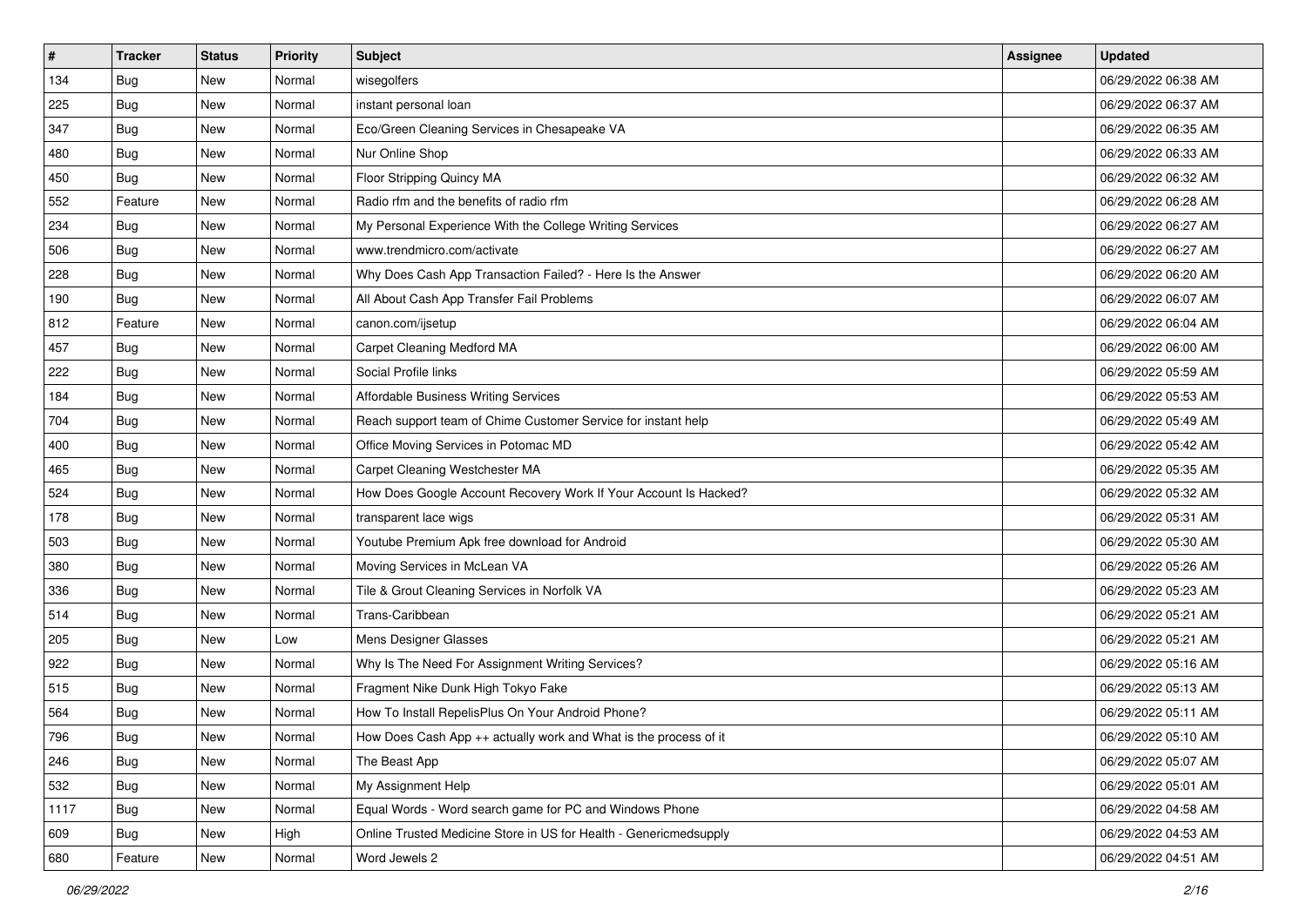| # | Tracker | Status | Priority | Subject | Assignee | Updated |
| --- | --- | --- | --- | --- | --- | --- |
| 134 | Bug | New | Normal | wisegolfers | | 06/29/2022 06:38 AM |
| 225 | Bug | New | Normal | instant personal loan | | 06/29/2022 06:37 AM |
| 347 | Bug | New | Normal | Eco/Green Cleaning Services in Chesapeake VA | | 06/29/2022 06:35 AM |
| 480 | Bug | New | Normal | Nur Online Shop | | 06/29/2022 06:33 AM |
| 450 | Bug | New | Normal | Floor Stripping Quincy MA | | 06/29/2022 06:32 AM |
| 552 | Feature | New | Normal | Radio rfm and the benefits of radio rfm | | 06/29/2022 06:28 AM |
| 234 | Bug | New | Normal | My Personal Experience With the College Writing Services | | 06/29/2022 06:27 AM |
| 506 | Bug | New | Normal | www.trendmicro.com/activate | | 06/29/2022 06:27 AM |
| 228 | Bug | New | Normal | Why Does Cash App Transaction Failed? - Here Is the Answer | | 06/29/2022 06:20 AM |
| 190 | Bug | New | Normal | All About Cash App Transfer Fail Problems | | 06/29/2022 06:07 AM |
| 812 | Feature | New | Normal | canon.com/ijsetup | | 06/29/2022 06:04 AM |
| 457 | Bug | New | Normal | Carpet Cleaning Medford MA | | 06/29/2022 06:00 AM |
| 222 | Bug | New | Normal | Social Profile links | | 06/29/2022 05:59 AM |
| 184 | Bug | New | Normal | Affordable Business Writing Services | | 06/29/2022 05:53 AM |
| 704 | Bug | New | Normal | Reach support team of Chime Customer Service for instant help | | 06/29/2022 05:49 AM |
| 400 | Bug | New | Normal | Office Moving Services in Potomac MD | | 06/29/2022 05:42 AM |
| 465 | Bug | New | Normal | Carpet Cleaning Westchester MA | | 06/29/2022 05:35 AM |
| 524 | Bug | New | Normal | How Does Google Account Recovery Work If Your Account Is Hacked? | | 06/29/2022 05:32 AM |
| 178 | Bug | New | Normal | transparent lace wigs | | 06/29/2022 05:31 AM |
| 503 | Bug | New | Normal | Youtube Premium Apk free download for Android | | 06/29/2022 05:30 AM |
| 380 | Bug | New | Normal | Moving Services in McLean VA | | 06/29/2022 05:26 AM |
| 336 | Bug | New | Normal | Tile & Grout Cleaning Services in Norfolk VA | | 06/29/2022 05:23 AM |
| 514 | Bug | New | Normal | Trans-Caribbean | | 06/29/2022 05:21 AM |
| 205 | Bug | New | Low | Mens Designer Glasses | | 06/29/2022 05:21 AM |
| 922 | Bug | New | Normal | Why Is The Need For Assignment Writing Services? | | 06/29/2022 05:16 AM |
| 515 | Bug | New | Normal | Fragment Nike Dunk High Tokyo Fake | | 06/29/2022 05:13 AM |
| 564 | Bug | New | Normal | How To Install RepelisPlus On Your Android Phone? | | 06/29/2022 05:11 AM |
| 796 | Bug | New | Normal | How Does Cash App ++ actually work and What is the process of it | | 06/29/2022 05:10 AM |
| 246 | Bug | New | Normal | The Beast App | | 06/29/2022 05:07 AM |
| 532 | Bug | New | Normal | My Assignment Help | | 06/29/2022 05:01 AM |
| 1117 | Bug | New | Normal | Equal Words - Word search game for PC and Windows Phone | | 06/29/2022 04:58 AM |
| 609 | Bug | New | High | Online Trusted Medicine Store in US for Health - Genericmedsupply | | 06/29/2022 04:53 AM |
| 680 | Feature | New | Normal | Word Jewels 2 | | 06/29/2022 04:51 AM |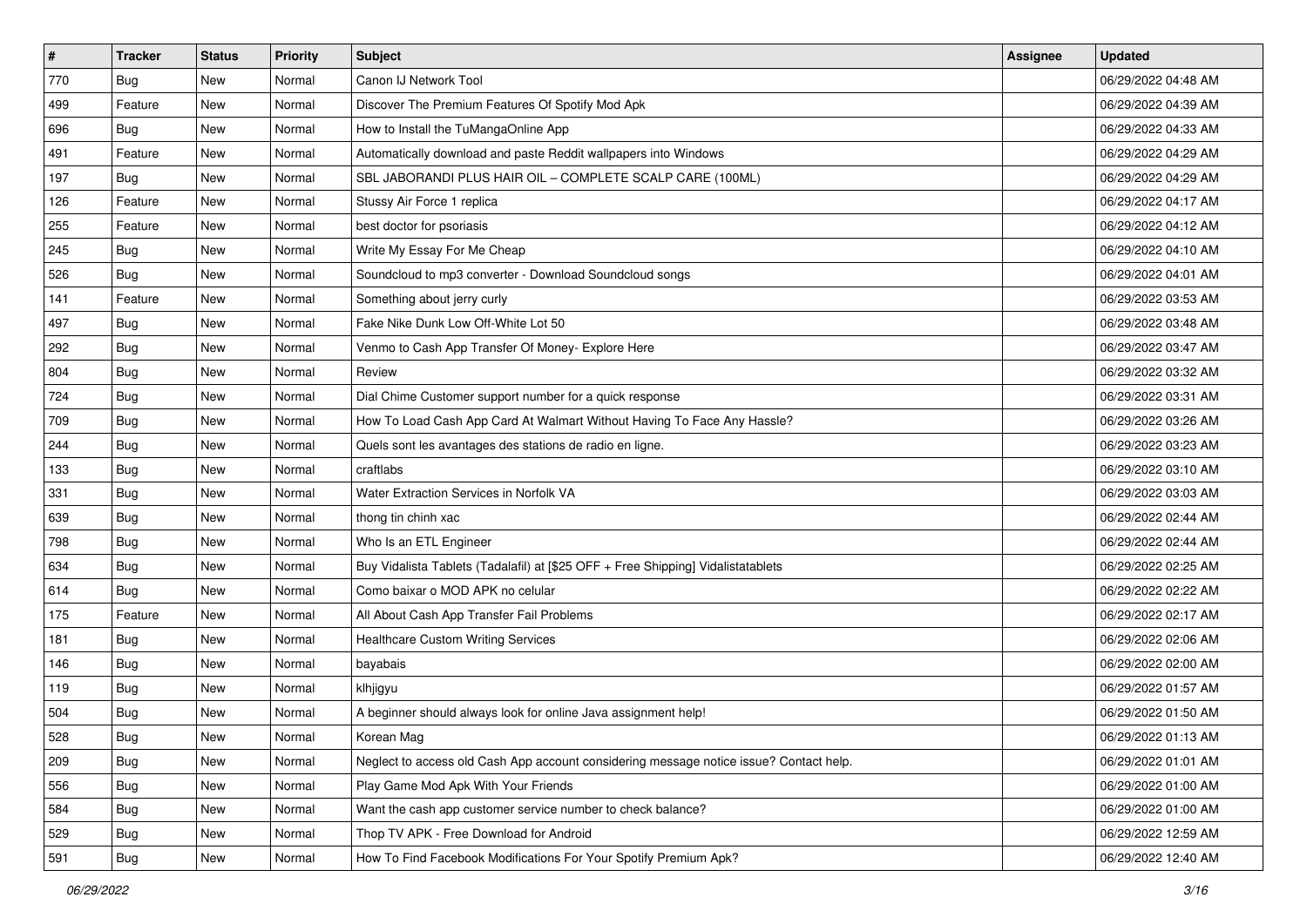| # | Tracker | Status | Priority | Subject | Assignee | Updated |
|---|---|---|---|---|---|---|
| 770 | Bug | New | Normal | Canon IJ Network Tool | | 06/29/2022 04:48 AM |
| 499 | Feature | New | Normal | Discover The Premium Features Of Spotify Mod Apk | | 06/29/2022 04:39 AM |
| 696 | Bug | New | Normal | How to Install the TuMangaOnline App | | 06/29/2022 04:33 AM |
| 491 | Feature | New | Normal | Automatically download and paste Reddit wallpapers into Windows | | 06/29/2022 04:29 AM |
| 197 | Bug | New | Normal | SBL JABORANDI PLUS HAIR OIL – COMPLETE SCALP CARE (100ML) | | 06/29/2022 04:29 AM |
| 126 | Feature | New | Normal | Stussy Air Force 1 replica | | 06/29/2022 04:17 AM |
| 255 | Feature | New | Normal | best doctor for psoriasis | | 06/29/2022 04:12 AM |
| 245 | Bug | New | Normal | Write My Essay For Me Cheap | | 06/29/2022 04:10 AM |
| 526 | Bug | New | Normal | Soundcloud to mp3 converter - Download Soundcloud songs | | 06/29/2022 04:01 AM |
| 141 | Feature | New | Normal | Something about jerry curly | | 06/29/2022 03:53 AM |
| 497 | Bug | New | Normal | Fake Nike Dunk Low Off-White Lot 50 | | 06/29/2022 03:48 AM |
| 292 | Bug | New | Normal | Venmo to Cash App Transfer Of Money- Explore Here | | 06/29/2022 03:47 AM |
| 804 | Bug | New | Normal | Review | | 06/29/2022 03:32 AM |
| 724 | Bug | New | Normal | Dial Chime Customer support number for a quick response | | 06/29/2022 03:31 AM |
| 709 | Bug | New | Normal | How To Load Cash App Card At Walmart Without Having To Face Any Hassle? | | 06/29/2022 03:26 AM |
| 244 | Bug | New | Normal | Quels sont les avantages des stations de radio en ligne. | | 06/29/2022 03:23 AM |
| 133 | Bug | New | Normal | craftlabs | | 06/29/2022 03:10 AM |
| 331 | Bug | New | Normal | Water Extraction Services in Norfolk VA | | 06/29/2022 03:03 AM |
| 639 | Bug | New | Normal | thong tin chinh xac | | 06/29/2022 02:44 AM |
| 798 | Bug | New | Normal | Who Is an ETL Engineer | | 06/29/2022 02:44 AM |
| 634 | Bug | New | Normal | Buy Vidalista Tablets (Tadalafil) at [$25 OFF + Free Shipping] Vidalistatablets | | 06/29/2022 02:25 AM |
| 614 | Bug | New | Normal | Como baixar o MOD APK no celular | | 06/29/2022 02:22 AM |
| 175 | Feature | New | Normal | All About Cash App Transfer Fail Problems | | 06/29/2022 02:17 AM |
| 181 | Bug | New | Normal | Healthcare Custom Writing Services | | 06/29/2022 02:06 AM |
| 146 | Bug | New | Normal | bayabais | | 06/29/2022 02:00 AM |
| 119 | Bug | New | Normal | klhjigyu | | 06/29/2022 01:57 AM |
| 504 | Bug | New | Normal | A beginner should always look for online Java assignment help! | | 06/29/2022 01:50 AM |
| 528 | Bug | New | Normal | Korean Mag | | 06/29/2022 01:13 AM |
| 209 | Bug | New | Normal | Neglect to access old Cash App account considering message notice issue? Contact help. | | 06/29/2022 01:01 AM |
| 556 | Bug | New | Normal | Play Game Mod Apk With Your Friends | | 06/29/2022 01:00 AM |
| 584 | Bug | New | Normal | Want the cash app customer service number to check balance? | | 06/29/2022 01:00 AM |
| 529 | Bug | New | Normal | Thop TV APK - Free Download for Android | | 06/29/2022 12:59 AM |
| 591 | Bug | New | Normal | How To Find Facebook Modifications For Your Spotify Premium Apk? | | 06/29/2022 12:40 AM |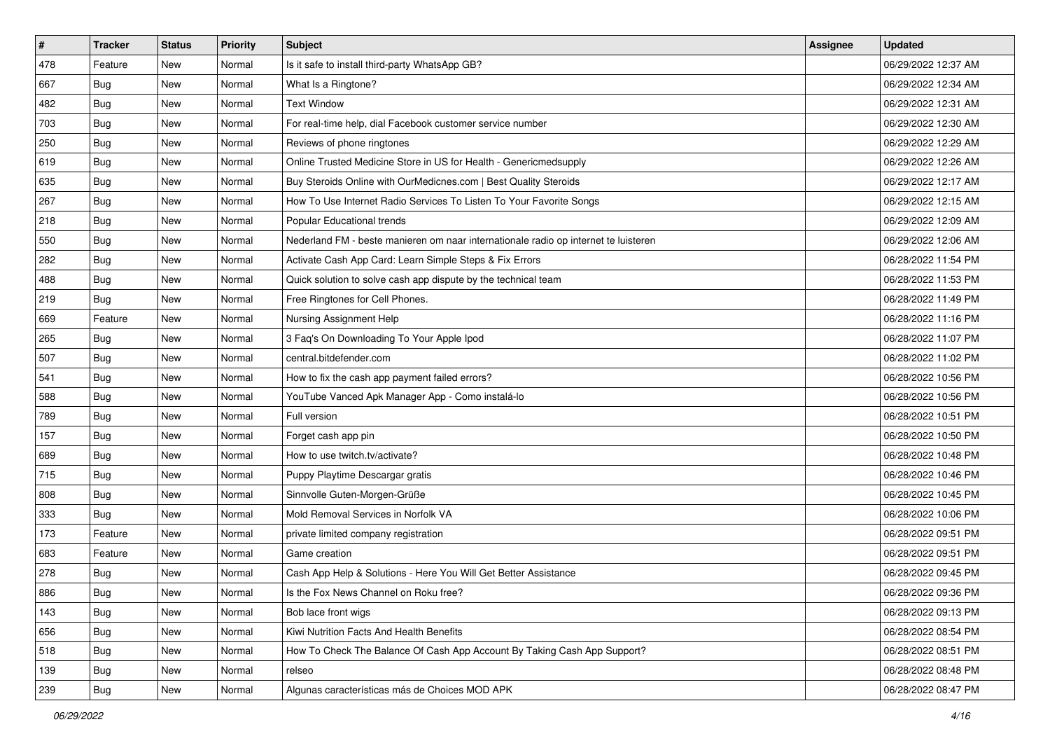| # | Tracker | Status | Priority | Subject | Assignee | Updated |
| --- | --- | --- | --- | --- | --- | --- |
| 478 | Feature | New | Normal | Is it safe to install third-party WhatsApp GB? | | 06/29/2022 12:37 AM |
| 667 | Bug | New | Normal | What Is a Ringtone? | | 06/29/2022 12:34 AM |
| 482 | Bug | New | Normal | Text Window | | 06/29/2022 12:31 AM |
| 703 | Bug | New | Normal | For real-time help, dial Facebook customer service number | | 06/29/2022 12:30 AM |
| 250 | Bug | New | Normal | Reviews of phone ringtones | | 06/29/2022 12:29 AM |
| 619 | Bug | New | Normal | Online Trusted Medicine Store in US for Health - Genericmedsupply | | 06/29/2022 12:26 AM |
| 635 | Bug | New | Normal | Buy Steroids Online with OurMedicnes.com \| Best Quality Steroids | | 06/29/2022 12:17 AM |
| 267 | Bug | New | Normal | How To Use Internet Radio Services To Listen To Your Favorite Songs | | 06/29/2022 12:15 AM |
| 218 | Bug | New | Normal | Popular Educational trends | | 06/29/2022 12:09 AM |
| 550 | Bug | New | Normal | Nederland FM - beste manieren om naar internationale radio op internet te luisteren | | 06/29/2022 12:06 AM |
| 282 | Bug | New | Normal | Activate Cash App Card: Learn Simple Steps & Fix Errors | | 06/28/2022 11:54 PM |
| 488 | Bug | New | Normal | Quick solution to solve cash app dispute by the technical team | | 06/28/2022 11:53 PM |
| 219 | Bug | New | Normal | Free Ringtones for Cell Phones. | | 06/28/2022 11:49 PM |
| 669 | Feature | New | Normal | Nursing Assignment Help | | 06/28/2022 11:16 PM |
| 265 | Bug | New | Normal | 3 Faq's On Downloading To Your Apple Ipod | | 06/28/2022 11:07 PM |
| 507 | Bug | New | Normal | central.bitdefender.com | | 06/28/2022 11:02 PM |
| 541 | Bug | New | Normal | How to fix the cash app payment failed errors? | | 06/28/2022 10:56 PM |
| 588 | Bug | New | Normal | YouTube Vanced Apk Manager App - Como instalá-lo | | 06/28/2022 10:56 PM |
| 789 | Bug | New | Normal | Full version | | 06/28/2022 10:51 PM |
| 157 | Bug | New | Normal | Forget cash app pin | | 06/28/2022 10:50 PM |
| 689 | Bug | New | Normal | How to use twitch.tv/activate? | | 06/28/2022 10:48 PM |
| 715 | Bug | New | Normal | Puppy Playtime Descargar gratis | | 06/28/2022 10:46 PM |
| 808 | Bug | New | Normal | Sinnvolle Guten-Morgen-Grüße | | 06/28/2022 10:45 PM |
| 333 | Bug | New | Normal | Mold Removal Services in Norfolk VA | | 06/28/2022 10:06 PM |
| 173 | Feature | New | Normal | private limited company registration | | 06/28/2022 09:51 PM |
| 683 | Feature | New | Normal | Game creation | | 06/28/2022 09:51 PM |
| 278 | Bug | New | Normal | Cash App Help & Solutions - Here You Will Get Better Assistance | | 06/28/2022 09:45 PM |
| 886 | Bug | New | Normal | Is the Fox News Channel on Roku free? | | 06/28/2022 09:36 PM |
| 143 | Bug | New | Normal | Bob lace front wigs | | 06/28/2022 09:13 PM |
| 656 | Bug | New | Normal | Kiwi Nutrition Facts And Health Benefits | | 06/28/2022 08:54 PM |
| 518 | Bug | New | Normal | How To Check The Balance Of Cash App Account By Taking Cash App Support? | | 06/28/2022 08:51 PM |
| 139 | Bug | New | Normal | relseo | | 06/28/2022 08:48 PM |
| 239 | Bug | New | Normal | Algunas características más de Choices MOD APK | | 06/28/2022 08:47 PM |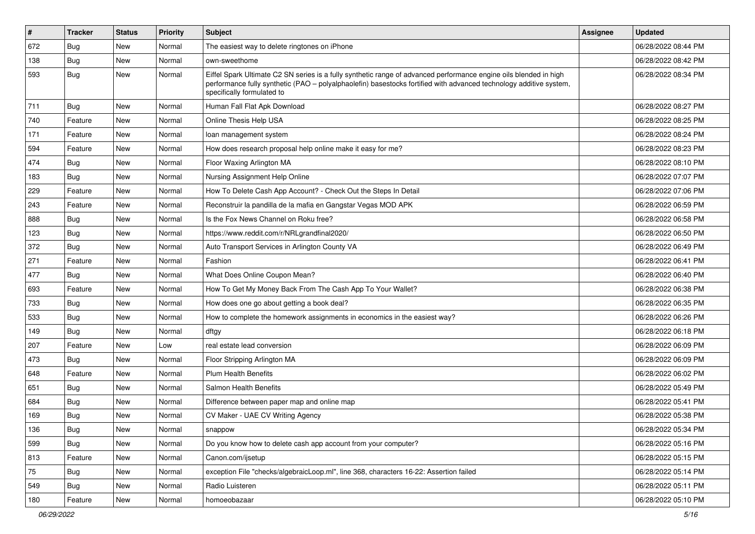| # | Tracker | Status | Priority | Subject | Assignee | Updated |
|---|---|---|---|---|---|---|
| 672 | Bug | New | Normal | The easiest way to delete ringtones on iPhone | | 06/28/2022 08:44 PM |
| 138 | Bug | New | Normal | own-sweethome | | 06/28/2022 08:42 PM |
| 593 | Bug | New | Normal | Eiffel Spark Ultimate C2 SN series is a fully synthetic range of advanced performance engine oils blended in high performance fully synthetic (PAO – polyalphaolefin) basestocks fortified with advanced technology additive system, specifically formulated to | | 06/28/2022 08:34 PM |
| 711 | Bug | New | Normal | Human Fall Flat Apk Download | | 06/28/2022 08:27 PM |
| 740 | Feature | New | Normal | Online Thesis Help USA | | 06/28/2022 08:25 PM |
| 171 | Feature | New | Normal | loan management system | | 06/28/2022 08:24 PM |
| 594 | Feature | New | Normal | How does research proposal help online make it easy for me? | | 06/28/2022 08:23 PM |
| 474 | Bug | New | Normal | Floor Waxing Arlington MA | | 06/28/2022 08:10 PM |
| 183 | Bug | New | Normal | Nursing Assignment Help Online | | 06/28/2022 07:07 PM |
| 229 | Feature | New | Normal | How To Delete Cash App Account? - Check Out the Steps In Detail | | 06/28/2022 07:06 PM |
| 243 | Feature | New | Normal | Reconstruir la pandilla de la mafia en Gangstar Vegas MOD APK | | 06/28/2022 06:59 PM |
| 888 | Bug | New | Normal | Is the Fox News Channel on Roku free? | | 06/28/2022 06:58 PM |
| 123 | Bug | New | Normal | https://www.reddit.com/r/NRLgrandfinal2020/ | | 06/28/2022 06:50 PM |
| 372 | Bug | New | Normal | Auto Transport Services in Arlington County VA | | 06/28/2022 06:49 PM |
| 271 | Feature | New | Normal | Fashion | | 06/28/2022 06:41 PM |
| 477 | Bug | New | Normal | What Does Online Coupon Mean? | | 06/28/2022 06:40 PM |
| 693 | Feature | New | Normal | How To Get My Money Back From The Cash App To Your Wallet? | | 06/28/2022 06:38 PM |
| 733 | Bug | New | Normal | How does one go about getting a book deal? | | 06/28/2022 06:35 PM |
| 533 | Bug | New | Normal | How to complete the homework assignments in economics in the easiest way? | | 06/28/2022 06:26 PM |
| 149 | Bug | New | Normal | dftgy | | 06/28/2022 06:18 PM |
| 207 | Feature | New | Low | real estate lead conversion | | 06/28/2022 06:09 PM |
| 473 | Bug | New | Normal | Floor Stripping Arlington MA | | 06/28/2022 06:09 PM |
| 648 | Feature | New | Normal | Plum Health Benefits | | 06/28/2022 06:02 PM |
| 651 | Bug | New | Normal | Salmon Health Benefits | | 06/28/2022 05:49 PM |
| 684 | Bug | New | Normal | Difference between paper map and online map | | 06/28/2022 05:41 PM |
| 169 | Bug | New | Normal | CV Maker - UAE CV Writing Agency | | 06/28/2022 05:38 PM |
| 136 | Bug | New | Normal | snappow | | 06/28/2022 05:34 PM |
| 599 | Bug | New | Normal | Do you know how to delete cash app account from your computer? | | 06/28/2022 05:16 PM |
| 813 | Feature | New | Normal | Canon.com/ijsetup | | 06/28/2022 05:15 PM |
| 75 | Bug | New | Normal | exception File "checks/algebraicLoop.ml", line 368, characters 16-22: Assertion failed | | 06/28/2022 05:14 PM |
| 549 | Bug | New | Normal | Radio Luisteren | | 06/28/2022 05:11 PM |
| 180 | Feature | New | Normal | homoeobazaar | | 06/28/2022 05:10 PM |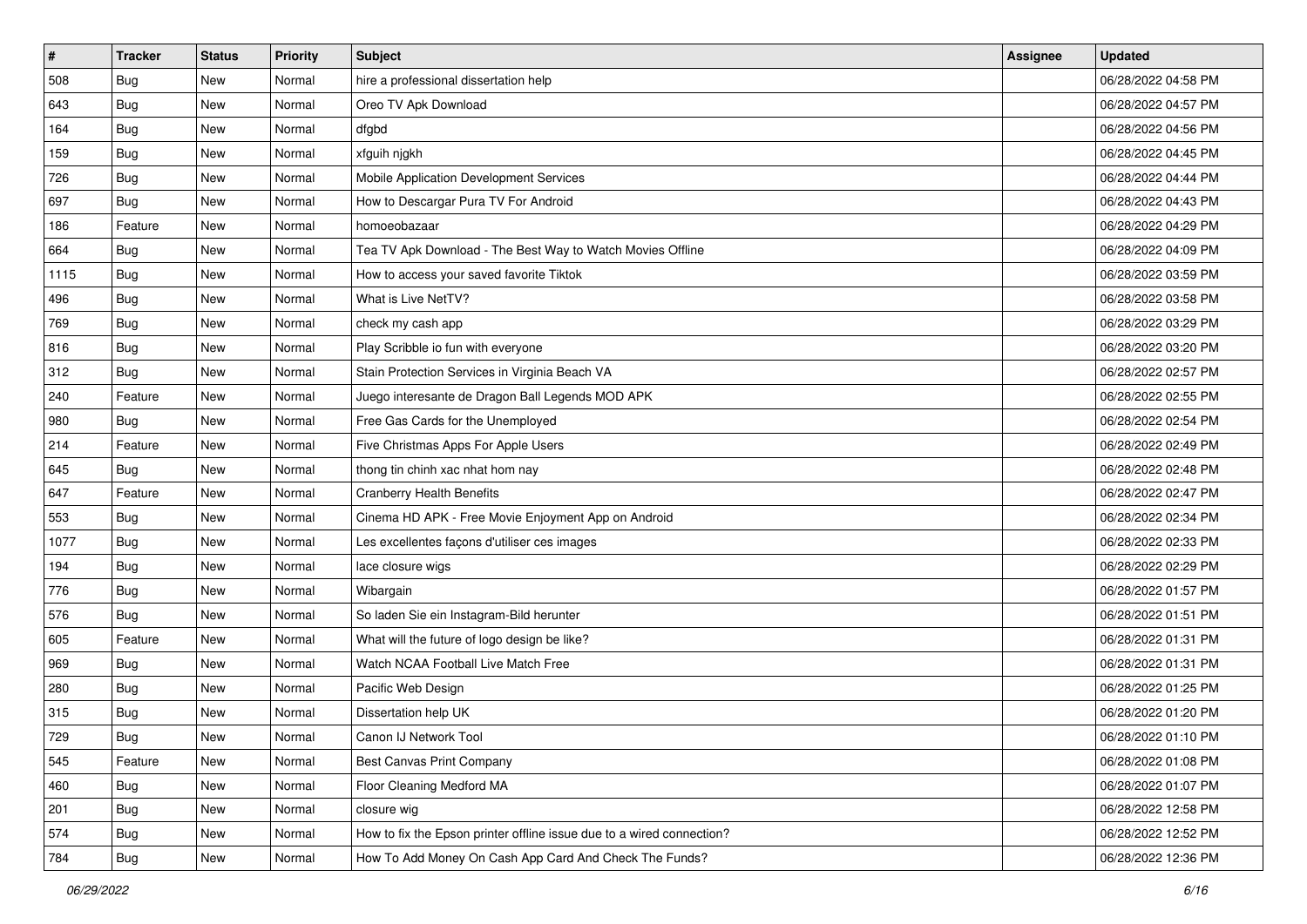| # | Tracker | Status | Priority | Subject | Assignee | Updated |
| --- | --- | --- | --- | --- | --- | --- |
| 508 | Bug | New | Normal | hire a professional dissertation help | | 06/28/2022 04:58 PM |
| 643 | Bug | New | Normal | Oreo TV Apk Download | | 06/28/2022 04:57 PM |
| 164 | Bug | New | Normal | dfgbd | | 06/28/2022 04:56 PM |
| 159 | Bug | New | Normal | xfguih njgkh | | 06/28/2022 04:45 PM |
| 726 | Bug | New | Normal | Mobile Application Development Services | | 06/28/2022 04:44 PM |
| 697 | Bug | New | Normal | How to Descargar Pura TV For Android | | 06/28/2022 04:43 PM |
| 186 | Feature | New | Normal | homoeobazaar | | 06/28/2022 04:29 PM |
| 664 | Bug | New | Normal | Tea TV Apk Download - The Best Way to Watch Movies Offline | | 06/28/2022 04:09 PM |
| 1115 | Bug | New | Normal | How to access your saved favorite Tiktok | | 06/28/2022 03:59 PM |
| 496 | Bug | New | Normal | What is Live NetTV? | | 06/28/2022 03:58 PM |
| 769 | Bug | New | Normal | check my cash app | | 06/28/2022 03:29 PM |
| 816 | Bug | New | Normal | Play Scribble io fun with everyone | | 06/28/2022 03:20 PM |
| 312 | Bug | New | Normal | Stain Protection Services in Virginia Beach VA | | 06/28/2022 02:57 PM |
| 240 | Feature | New | Normal | Juego interesante de Dragon Ball Legends MOD APK | | 06/28/2022 02:55 PM |
| 980 | Bug | New | Normal | Free Gas Cards for the Unemployed | | 06/28/2022 02:54 PM |
| 214 | Feature | New | Normal | Five Christmas Apps For Apple Users | | 06/28/2022 02:49 PM |
| 645 | Bug | New | Normal | thong tin chinh xac nhat hom nay | | 06/28/2022 02:48 PM |
| 647 | Feature | New | Normal | Cranberry Health Benefits | | 06/28/2022 02:47 PM |
| 553 | Bug | New | Normal | Cinema HD APK - Free Movie Enjoyment App on Android | | 06/28/2022 02:34 PM |
| 1077 | Bug | New | Normal | Les excellentes façons d'utiliser ces images | | 06/28/2022 02:33 PM |
| 194 | Bug | New | Normal | lace closure wigs | | 06/28/2022 02:29 PM |
| 776 | Bug | New | Normal | Wibargain | | 06/28/2022 01:57 PM |
| 576 | Bug | New | Normal | So laden Sie ein Instagram-Bild herunter | | 06/28/2022 01:51 PM |
| 605 | Feature | New | Normal | What will the future of logo design be like? | | 06/28/2022 01:31 PM |
| 969 | Bug | New | Normal | Watch NCAA Football Live Match Free | | 06/28/2022 01:31 PM |
| 280 | Bug | New | Normal | Pacific Web Design | | 06/28/2022 01:25 PM |
| 315 | Bug | New | Normal | Dissertation help UK | | 06/28/2022 01:20 PM |
| 729 | Bug | New | Normal | Canon IJ Network Tool | | 06/28/2022 01:10 PM |
| 545 | Feature | New | Normal | Best Canvas Print Company | | 06/28/2022 01:08 PM |
| 460 | Bug | New | Normal | Floor Cleaning Medford MA | | 06/28/2022 01:07 PM |
| 201 | Bug | New | Normal | closure wig | | 06/28/2022 12:58 PM |
| 574 | Bug | New | Normal | How to fix the Epson printer offline issue due to a wired connection? | | 06/28/2022 12:52 PM |
| 784 | Bug | New | Normal | How To Add Money On Cash App Card And Check The Funds? | | 06/28/2022 12:36 PM |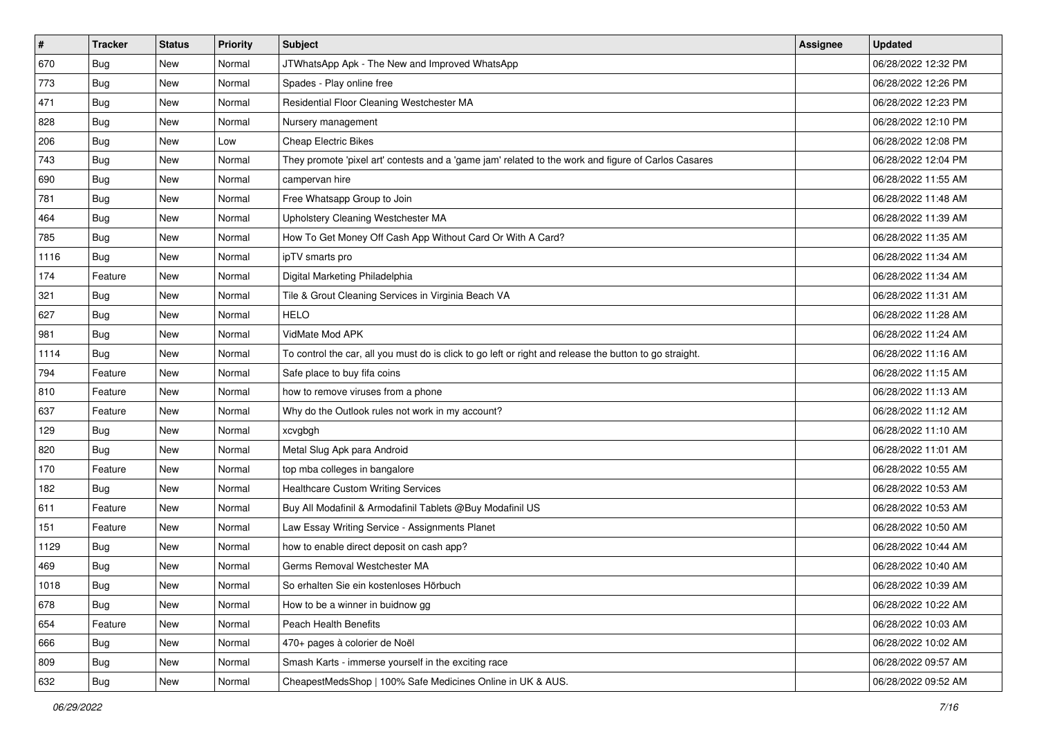| # | Tracker | Status | Priority | Subject | Assignee | Updated |
| --- | --- | --- | --- | --- | --- | --- |
| 670 | Bug | New | Normal | JTWhatsApp Apk - The New and Improved WhatsApp | | 06/28/2022 12:32 PM |
| 773 | Bug | New | Normal | Spades - Play online free | | 06/28/2022 12:26 PM |
| 471 | Bug | New | Normal | Residential Floor Cleaning Westchester MA | | 06/28/2022 12:23 PM |
| 828 | Bug | New | Normal | Nursery management | | 06/28/2022 12:10 PM |
| 206 | Bug | New | Low | Cheap Electric Bikes | | 06/28/2022 12:08 PM |
| 743 | Bug | New | Normal | They promote 'pixel art' contests and a 'game jam' related to the work and figure of Carlos Casares | | 06/28/2022 12:04 PM |
| 690 | Bug | New | Normal | campervan hire | | 06/28/2022 11:55 AM |
| 781 | Bug | New | Normal | Free Whatsapp Group to Join | | 06/28/2022 11:48 AM |
| 464 | Bug | New | Normal | Upholstery Cleaning Westchester MA | | 06/28/2022 11:39 AM |
| 785 | Bug | New | Normal | How To Get Money Off Cash App Without Card Or With A Card? | | 06/28/2022 11:35 AM |
| 1116 | Bug | New | Normal | ipTV smarts pro | | 06/28/2022 11:34 AM |
| 174 | Feature | New | Normal | Digital Marketing Philadelphia | | 06/28/2022 11:34 AM |
| 321 | Bug | New | Normal | Tile & Grout Cleaning Services in Virginia Beach VA | | 06/28/2022 11:31 AM |
| 627 | Bug | New | Normal | HELO | | 06/28/2022 11:28 AM |
| 981 | Bug | New | Normal | VidMate Mod APK | | 06/28/2022 11:24 AM |
| 1114 | Bug | New | Normal | To control the car, all you must do is click to go left or right and release the button to go straight. | | 06/28/2022 11:16 AM |
| 794 | Feature | New | Normal | Safe place to buy fifa coins | | 06/28/2022 11:15 AM |
| 810 | Feature | New | Normal | how to remove viruses from a phone | | 06/28/2022 11:13 AM |
| 637 | Feature | New | Normal | Why do the Outlook rules not work in my account? | | 06/28/2022 11:12 AM |
| 129 | Bug | New | Normal | xcvgbgh | | 06/28/2022 11:10 AM |
| 820 | Bug | New | Normal | Metal Slug Apk para Android | | 06/28/2022 11:01 AM |
| 170 | Feature | New | Normal | top mba colleges in bangalore | | 06/28/2022 10:55 AM |
| 182 | Bug | New | Normal | Healthcare Custom Writing Services | | 06/28/2022 10:53 AM |
| 611 | Feature | New | Normal | Buy All Modafinil & Armodafinil Tablets @Buy Modafinil US | | 06/28/2022 10:53 AM |
| 151 | Feature | New | Normal | Law Essay Writing Service - Assignments Planet | | 06/28/2022 10:50 AM |
| 1129 | Bug | New | Normal | how to enable direct deposit on cash app? | | 06/28/2022 10:44 AM |
| 469 | Bug | New | Normal | Germs Removal Westchester MA | | 06/28/2022 10:40 AM |
| 1018 | Bug | New | Normal | So erhalten Sie ein kostenloses Hörbuch | | 06/28/2022 10:39 AM |
| 678 | Bug | New | Normal | How to be a winner in buidnow gg | | 06/28/2022 10:22 AM |
| 654 | Feature | New | Normal | Peach Health Benefits | | 06/28/2022 10:03 AM |
| 666 | Bug | New | Normal | 470+ pages à colorier de Noël | | 06/28/2022 10:02 AM |
| 809 | Bug | New | Normal | Smash Karts - immerse yourself in the exciting race | | 06/28/2022 09:57 AM |
| 632 | Bug | New | Normal | CheapestMedsShop \| 100% Safe Medicines Online in UK & AUS. | | 06/28/2022 09:52 AM |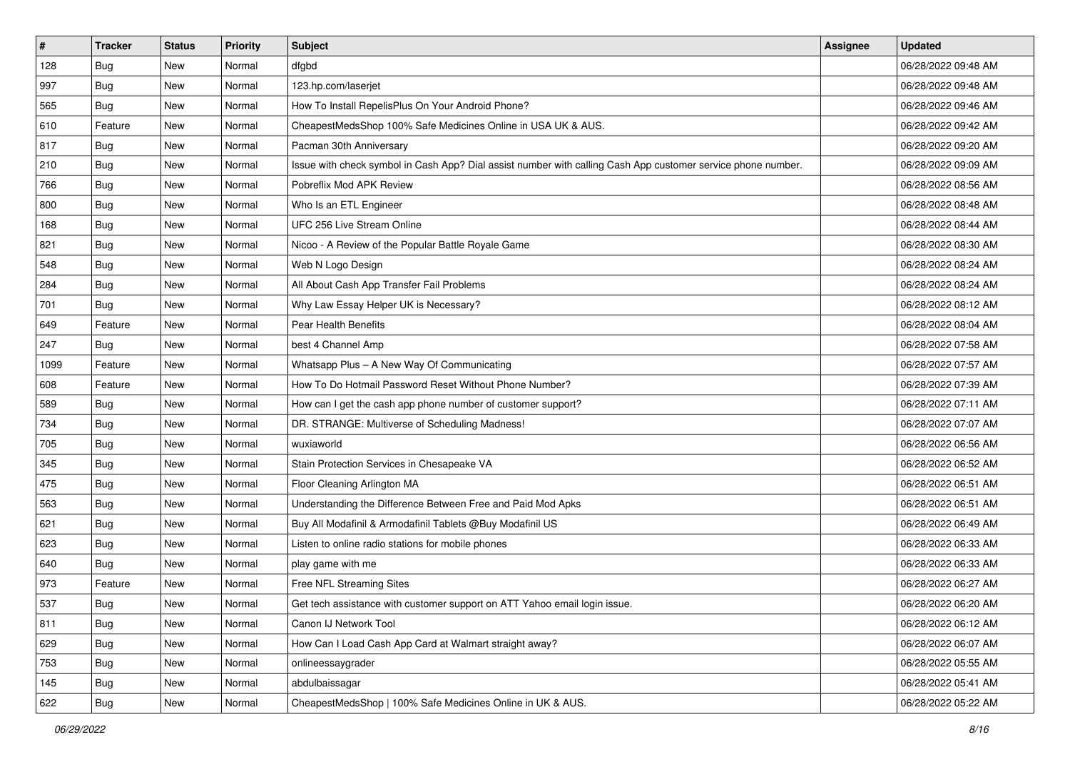| # | Tracker | Status | Priority | Subject | Assignee | Updated |
|---|---|---|---|---|---|---|
| 128 | Bug | New | Normal | dfgbd | | 06/28/2022 09:48 AM |
| 997 | Bug | New | Normal | 123.hp.com/laserjet | | 06/28/2022 09:48 AM |
| 565 | Bug | New | Normal | How To Install RepelisPlus On Your Android Phone? | | 06/28/2022 09:46 AM |
| 610 | Feature | New | Normal | CheapestMedsShop 100% Safe Medicines Online in USA UK & AUS. | | 06/28/2022 09:42 AM |
| 817 | Bug | New | Normal | Pacman 30th Anniversary | | 06/28/2022 09:20 AM |
| 210 | Bug | New | Normal | Issue with check symbol in Cash App? Dial assist number with calling Cash App customer service phone number. | | 06/28/2022 09:09 AM |
| 766 | Bug | New | Normal | Pobreflix Mod APK Review | | 06/28/2022 08:56 AM |
| 800 | Bug | New | Normal | Who Is an ETL Engineer | | 06/28/2022 08:48 AM |
| 168 | Bug | New | Normal | UFC 256 Live Stream Online | | 06/28/2022 08:44 AM |
| 821 | Bug | New | Normal | Nicoo - A Review of the Popular Battle Royale Game | | 06/28/2022 08:30 AM |
| 548 | Bug | New | Normal | Web N Logo Design | | 06/28/2022 08:24 AM |
| 284 | Bug | New | Normal | All About Cash App Transfer Fail Problems | | 06/28/2022 08:24 AM |
| 701 | Bug | New | Normal | Why Law Essay Helper UK is Necessary? | | 06/28/2022 08:12 AM |
| 649 | Feature | New | Normal | Pear Health Benefits | | 06/28/2022 08:04 AM |
| 247 | Bug | New | Normal | best 4 Channel Amp | | 06/28/2022 07:58 AM |
| 1099 | Feature | New | Normal | Whatsapp Plus – A New Way Of Communicating | | 06/28/2022 07:57 AM |
| 608 | Feature | New | Normal | How To Do Hotmail Password Reset Without Phone Number? | | 06/28/2022 07:39 AM |
| 589 | Bug | New | Normal | How can I get the cash app phone number of customer support? | | 06/28/2022 07:11 AM |
| 734 | Bug | New | Normal | DR. STRANGE: Multiverse of Scheduling Madness! | | 06/28/2022 07:07 AM |
| 705 | Bug | New | Normal | wuxiaworld | | 06/28/2022 06:56 AM |
| 345 | Bug | New | Normal | Stain Protection Services in Chesapeake VA | | 06/28/2022 06:52 AM |
| 475 | Bug | New | Normal | Floor Cleaning Arlington MA | | 06/28/2022 06:51 AM |
| 563 | Bug | New | Normal | Understanding the Difference Between Free and Paid Mod Apks | | 06/28/2022 06:51 AM |
| 621 | Bug | New | Normal | Buy All Modafinil & Armodafinil Tablets @Buy Modafinil US | | 06/28/2022 06:49 AM |
| 623 | Bug | New | Normal | Listen to online radio stations for mobile phones | | 06/28/2022 06:33 AM |
| 640 | Bug | New | Normal | play game with me | | 06/28/2022 06:33 AM |
| 973 | Feature | New | Normal | Free NFL Streaming Sites | | 06/28/2022 06:27 AM |
| 537 | Bug | New | Normal | Get tech assistance with customer support on ATT Yahoo email login issue. | | 06/28/2022 06:20 AM |
| 811 | Bug | New | Normal | Canon IJ Network Tool | | 06/28/2022 06:12 AM |
| 629 | Bug | New | Normal | How Can I Load Cash App Card at Walmart straight away? | | 06/28/2022 06:07 AM |
| 753 | Bug | New | Normal | onlineessaygrader | | 06/28/2022 05:55 AM |
| 145 | Bug | New | Normal | abdulbaissagar | | 06/28/2022 05:41 AM |
| 622 | Bug | New | Normal | CheapestMedsShop \| 100% Safe Medicines Online in UK & AUS. | | 06/28/2022 05:22 AM |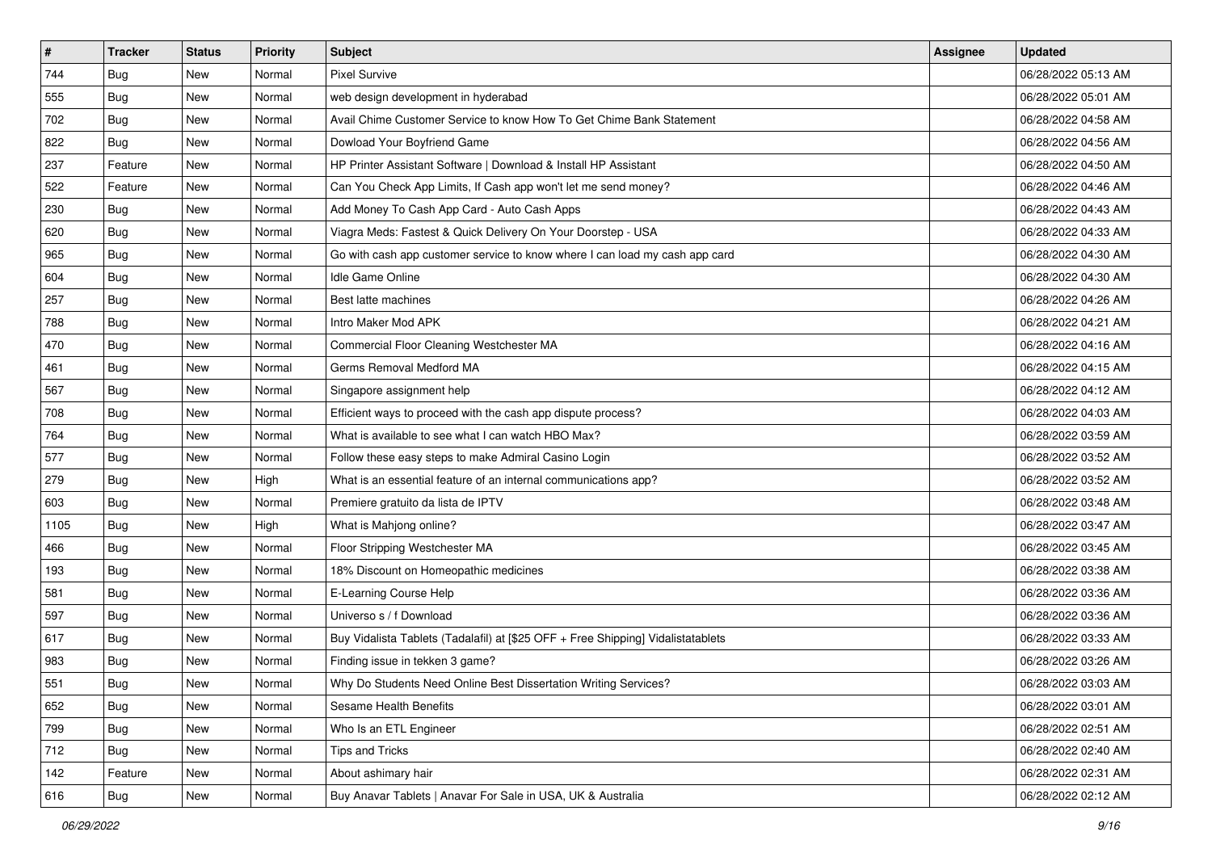| # | Tracker | Status | Priority | Subject | Assignee | Updated |
|---|---|---|---|---|---|---|
| 744 | Bug | New | Normal | Pixel Survive | | 06/28/2022 05:13 AM |
| 555 | Bug | New | Normal | web design development in hyderabad | | 06/28/2022 05:01 AM |
| 702 | Bug | New | Normal | Avail Chime Customer Service to know How To Get Chime Bank Statement | | 06/28/2022 04:58 AM |
| 822 | Bug | New | Normal | Dowload Your Boyfriend Game | | 06/28/2022 04:56 AM |
| 237 | Feature | New | Normal | HP Printer Assistant Software \| Download & Install HP Assistant | | 06/28/2022 04:50 AM |
| 522 | Feature | New | Normal | Can You Check App Limits, If Cash app won't let me send money? | | 06/28/2022 04:46 AM |
| 230 | Bug | New | Normal | Add Money To Cash App Card - Auto Cash Apps | | 06/28/2022 04:43 AM |
| 620 | Bug | New | Normal | Viagra Meds: Fastest & Quick Delivery On Your Doorstep - USA | | 06/28/2022 04:33 AM |
| 965 | Bug | New | Normal | Go with cash app customer service to know where I can load my cash app card | | 06/28/2022 04:30 AM |
| 604 | Bug | New | Normal | Idle Game Online | | 06/28/2022 04:30 AM |
| 257 | Bug | New | Normal | Best latte machines | | 06/28/2022 04:26 AM |
| 788 | Bug | New | Normal | Intro Maker Mod APK | | 06/28/2022 04:21 AM |
| 470 | Bug | New | Normal | Commercial Floor Cleaning Westchester MA | | 06/28/2022 04:16 AM |
| 461 | Bug | New | Normal | Germs Removal Medford MA | | 06/28/2022 04:15 AM |
| 567 | Bug | New | Normal | Singapore assignment help | | 06/28/2022 04:12 AM |
| 708 | Bug | New | Normal | Efficient ways to proceed with the cash app dispute process? | | 06/28/2022 04:03 AM |
| 764 | Bug | New | Normal | What is available to see what I can watch HBO Max? | | 06/28/2022 03:59 AM |
| 577 | Bug | New | Normal | Follow these easy steps to make Admiral Casino Login | | 06/28/2022 03:52 AM |
| 279 | Bug | New | High | What is an essential feature of an internal communications app? | | 06/28/2022 03:52 AM |
| 603 | Bug | New | Normal | Premiere gratuito da lista de IPTV | | 06/28/2022 03:48 AM |
| 1105 | Bug | New | High | What is Mahjong online? | | 06/28/2022 03:47 AM |
| 466 | Bug | New | Normal | Floor Stripping Westchester MA | | 06/28/2022 03:45 AM |
| 193 | Bug | New | Normal | 18% Discount on Homeopathic medicines | | 06/28/2022 03:38 AM |
| 581 | Bug | New | Normal | E-Learning Course Help | | 06/28/2022 03:36 AM |
| 597 | Bug | New | Normal | Universo s / f Download | | 06/28/2022 03:36 AM |
| 617 | Bug | New | Normal | Buy Vidalista Tablets (Tadalafil) at [$25 OFF + Free Shipping] Vidalistatablets | | 06/28/2022 03:33 AM |
| 983 | Bug | New | Normal | Finding issue in tekken 3 game? | | 06/28/2022 03:26 AM |
| 551 | Bug | New | Normal | Why Do Students Need Online Best Dissertation Writing Services? | | 06/28/2022 03:03 AM |
| 652 | Bug | New | Normal | Sesame Health Benefits | | 06/28/2022 03:01 AM |
| 799 | Bug | New | Normal | Who Is an ETL Engineer | | 06/28/2022 02:51 AM |
| 712 | Bug | New | Normal | Tips and Tricks | | 06/28/2022 02:40 AM |
| 142 | Feature | New | Normal | About ashimary hair | | 06/28/2022 02:31 AM |
| 616 | Bug | New | Normal | Buy Anavar Tablets \| Anavar For Sale in USA, UK & Australia | | 06/28/2022 02:12 AM |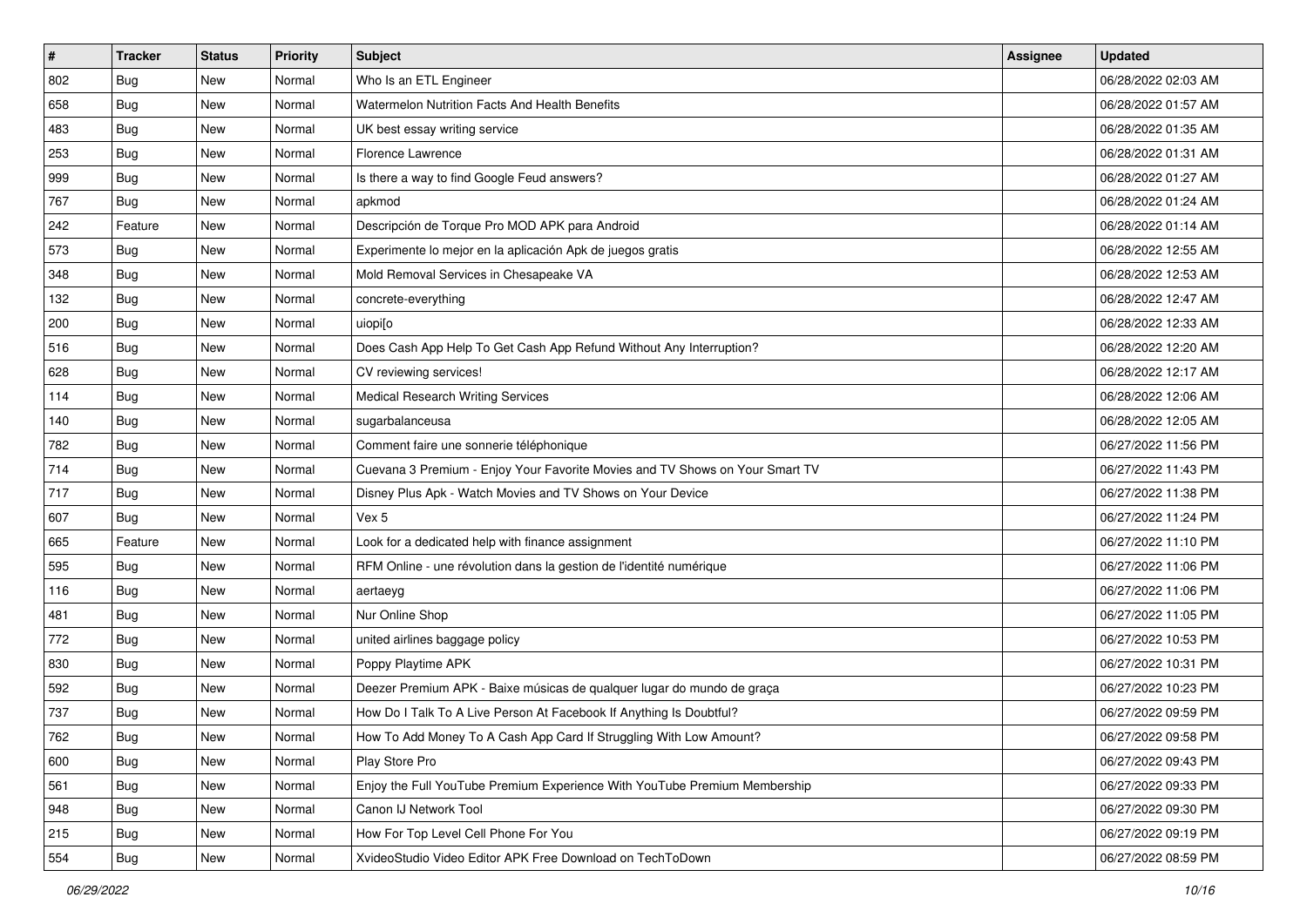| # | Tracker | Status | Priority | Subject | Assignee | Updated |
|---|---|---|---|---|---|---|
| 802 | Bug | New | Normal | Who Is an ETL Engineer | | 06/28/2022 02:03 AM |
| 658 | Bug | New | Normal | Watermelon Nutrition Facts And Health Benefits | | 06/28/2022 01:57 AM |
| 483 | Bug | New | Normal | UK best essay writing service | | 06/28/2022 01:35 AM |
| 253 | Bug | New | Normal | Florence Lawrence | | 06/28/2022 01:31 AM |
| 999 | Bug | New | Normal | Is there a way to find Google Feud answers? | | 06/28/2022 01:27 AM |
| 767 | Bug | New | Normal | apkmod | | 06/28/2022 01:24 AM |
| 242 | Feature | New | Normal | Descripción de Torque Pro MOD APK para Android | | 06/28/2022 01:14 AM |
| 573 | Bug | New | Normal | Experimente lo mejor en la aplicación Apk de juegos gratis | | 06/28/2022 12:55 AM |
| 348 | Bug | New | Normal | Mold Removal Services in Chesapeake VA | | 06/28/2022 12:53 AM |
| 132 | Bug | New | Normal | concrete-everything | | 06/28/2022 12:47 AM |
| 200 | Bug | New | Normal | uiopi[o | | 06/28/2022 12:33 AM |
| 516 | Bug | New | Normal | Does Cash App Help To Get Cash App Refund Without Any Interruption? | | 06/28/2022 12:20 AM |
| 628 | Bug | New | Normal | CV reviewing services! | | 06/28/2022 12:17 AM |
| 114 | Bug | New | Normal | Medical Research Writing Services | | 06/28/2022 12:06 AM |
| 140 | Bug | New | Normal | sugarbalanceusa | | 06/28/2022 12:05 AM |
| 782 | Bug | New | Normal | Comment faire une sonnerie téléphonique | | 06/27/2022 11:56 PM |
| 714 | Bug | New | Normal | Cuevana 3 Premium - Enjoy Your Favorite Movies and TV Shows on Your Smart TV | | 06/27/2022 11:43 PM |
| 717 | Bug | New | Normal | Disney Plus Apk - Watch Movies and TV Shows on Your Device | | 06/27/2022 11:38 PM |
| 607 | Bug | New | Normal | Vex 5 | | 06/27/2022 11:24 PM |
| 665 | Feature | New | Normal | Look for a dedicated help with finance assignment | | 06/27/2022 11:10 PM |
| 595 | Bug | New | Normal | RFM Online - une révolution dans la gestion de l'identité numérique | | 06/27/2022 11:06 PM |
| 116 | Bug | New | Normal | aertaeyg | | 06/27/2022 11:06 PM |
| 481 | Bug | New | Normal | Nur Online Shop | | 06/27/2022 11:05 PM |
| 772 | Bug | New | Normal | united airlines baggage policy | | 06/27/2022 10:53 PM |
| 830 | Bug | New | Normal | Poppy Playtime APK | | 06/27/2022 10:31 PM |
| 592 | Bug | New | Normal | Deezer Premium APK - Baixe músicas de qualquer lugar do mundo de graça | | 06/27/2022 10:23 PM |
| 737 | Bug | New | Normal | How Do I Talk To A Live Person At Facebook If Anything Is Doubtful? | | 06/27/2022 09:59 PM |
| 762 | Bug | New | Normal | How To Add Money To A Cash App Card If Struggling With Low Amount? | | 06/27/2022 09:58 PM |
| 600 | Bug | New | Normal | Play Store Pro | | 06/27/2022 09:43 PM |
| 561 | Bug | New | Normal | Enjoy the Full YouTube Premium Experience With YouTube Premium Membership | | 06/27/2022 09:33 PM |
| 948 | Bug | New | Normal | Canon IJ Network Tool | | 06/27/2022 09:30 PM |
| 215 | Bug | New | Normal | How For Top Level Cell Phone For You | | 06/27/2022 09:19 PM |
| 554 | Bug | New | Normal | XvideoStudio Video Editor APK Free Download on TechToDown | | 06/27/2022 08:59 PM |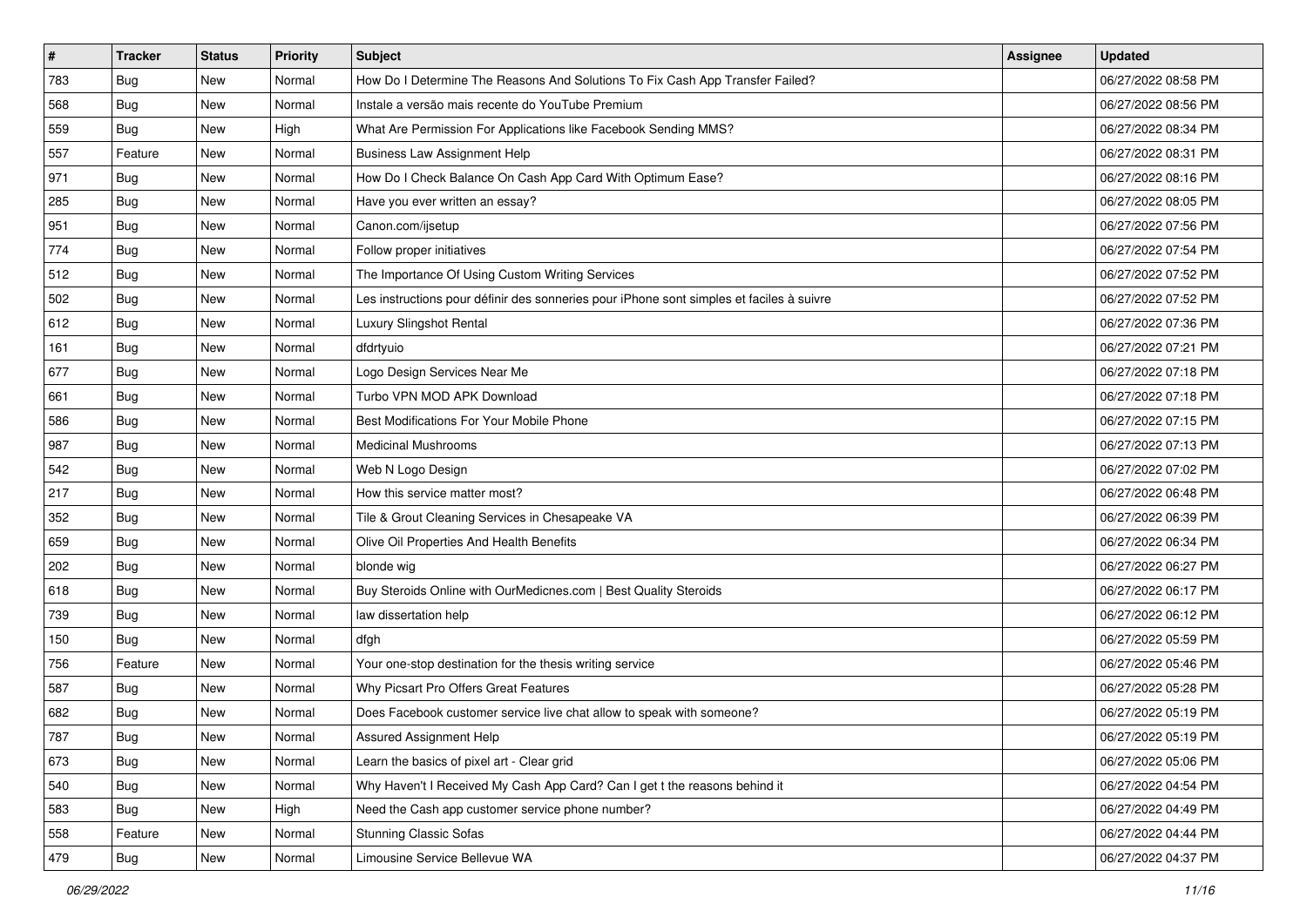| # | Tracker | Status | Priority | Subject | Assignee | Updated |
|---|---|---|---|---|---|---|
| 783 | Bug | New | Normal | How Do I Determine The Reasons And Solutions To Fix Cash App Transfer Failed? | | 06/27/2022 08:58 PM |
| 568 | Bug | New | Normal | Instale a versão mais recente do YouTube Premium | | 06/27/2022 08:56 PM |
| 559 | Bug | New | High | What Are Permission For Applications like Facebook Sending MMS? | | 06/27/2022 08:34 PM |
| 557 | Feature | New | Normal | Business Law Assignment Help | | 06/27/2022 08:31 PM |
| 971 | Bug | New | Normal | How Do I Check Balance On Cash App Card With Optimum Ease? | | 06/27/2022 08:16 PM |
| 285 | Bug | New | Normal | Have you ever written an essay? | | 06/27/2022 08:05 PM |
| 951 | Bug | New | Normal | Canon.com/ijsetup | | 06/27/2022 07:56 PM |
| 774 | Bug | New | Normal | Follow proper initiatives | | 06/27/2022 07:54 PM |
| 512 | Bug | New | Normal | The Importance Of Using Custom Writing Services | | 06/27/2022 07:52 PM |
| 502 | Bug | New | Normal | Les instructions pour définir des sonneries pour iPhone sont simples et faciles à suivre | | 06/27/2022 07:52 PM |
| 612 | Bug | New | Normal | Luxury Slingshot Rental | | 06/27/2022 07:36 PM |
| 161 | Bug | New | Normal | dfdrtyuio | | 06/27/2022 07:21 PM |
| 677 | Bug | New | Normal | Logo Design Services Near Me | | 06/27/2022 07:18 PM |
| 661 | Bug | New | Normal | Turbo VPN MOD APK Download | | 06/27/2022 07:18 PM |
| 586 | Bug | New | Normal | Best Modifications For Your Mobile Phone | | 06/27/2022 07:15 PM |
| 987 | Bug | New | Normal | Medicinal Mushrooms | | 06/27/2022 07:13 PM |
| 542 | Bug | New | Normal | Web N Logo Design | | 06/27/2022 07:02 PM |
| 217 | Bug | New | Normal | How this service matter most? | | 06/27/2022 06:48 PM |
| 352 | Bug | New | Normal | Tile & Grout Cleaning Services in Chesapeake VA | | 06/27/2022 06:39 PM |
| 659 | Bug | New | Normal | Olive Oil Properties And Health Benefits | | 06/27/2022 06:34 PM |
| 202 | Bug | New | Normal | blonde wig | | 06/27/2022 06:27 PM |
| 618 | Bug | New | Normal | Buy Steroids Online with OurMedicnes.com \| Best Quality Steroids | | 06/27/2022 06:17 PM |
| 739 | Bug | New | Normal | law dissertation help | | 06/27/2022 06:12 PM |
| 150 | Bug | New | Normal | dfgh | | 06/27/2022 05:59 PM |
| 756 | Feature | New | Normal | Your one-stop destination for the thesis writing service | | 06/27/2022 05:46 PM |
| 587 | Bug | New | Normal | Why Picsart Pro Offers Great Features | | 06/27/2022 05:28 PM |
| 682 | Bug | New | Normal | Does Facebook customer service live chat allow to speak with someone? | | 06/27/2022 05:19 PM |
| 787 | Bug | New | Normal | Assured Assignment Help | | 06/27/2022 05:19 PM |
| 673 | Bug | New | Normal | Learn the basics of pixel art - Clear grid | | 06/27/2022 05:06 PM |
| 540 | Bug | New | Normal | Why Haven't I Received My Cash App Card? Can I get t the reasons behind it | | 06/27/2022 04:54 PM |
| 583 | Bug | New | High | Need the Cash app customer service phone number? | | 06/27/2022 04:49 PM |
| 558 | Feature | New | Normal | Stunning Classic Sofas | | 06/27/2022 04:44 PM |
| 479 | Bug | New | Normal | Limousine Service Bellevue WA | | 06/27/2022 04:37 PM |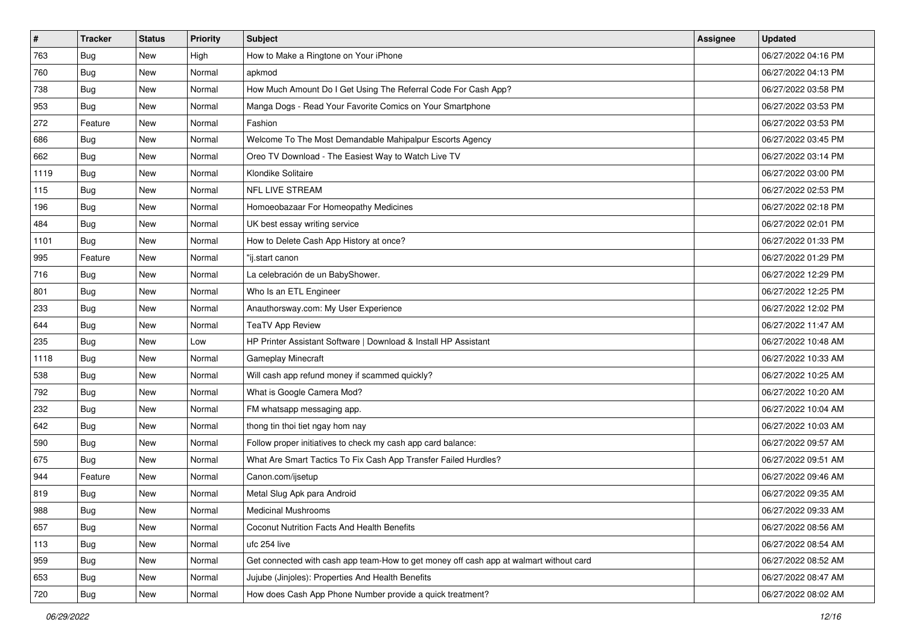| # | Tracker | Status | Priority | Subject | Assignee | Updated |
|---|---|---|---|---|---|---|
| 763 | Bug | New | High | How to Make a Ringtone on Your iPhone | | 06/27/2022 04:16 PM |
| 760 | Bug | New | Normal | apkmod | | 06/27/2022 04:13 PM |
| 738 | Bug | New | Normal | How Much Amount Do I Get Using The Referral Code For Cash App? | | 06/27/2022 03:58 PM |
| 953 | Bug | New | Normal | Manga Dogs - Read Your Favorite Comics on Your Smartphone | | 06/27/2022 03:53 PM |
| 272 | Feature | New | Normal | Fashion | | 06/27/2022 03:53 PM |
| 686 | Bug | New | Normal | Welcome To The Most Demandable Mahipalpur Escorts Agency | | 06/27/2022 03:45 PM |
| 662 | Bug | New | Normal | Oreo TV Download - The Easiest Way to Watch Live TV | | 06/27/2022 03:14 PM |
| 1119 | Bug | New | Normal | Klondike Solitaire | | 06/27/2022 03:00 PM |
| 115 | Bug | New | Normal | NFL LIVE STREAM | | 06/27/2022 02:53 PM |
| 196 | Bug | New | Normal | Homoeobazaar For Homeopathy Medicines | | 06/27/2022 02:18 PM |
| 484 | Bug | New | Normal | UK best essay writing service | | 06/27/2022 02:01 PM |
| 1101 | Bug | New | Normal | How to Delete Cash App History at once? | | 06/27/2022 01:33 PM |
| 995 | Feature | New | Normal | "ij.start canon | | 06/27/2022 01:29 PM |
| 716 | Bug | New | Normal | La celebración de un BabyShower. | | 06/27/2022 12:29 PM |
| 801 | Bug | New | Normal | Who Is an ETL Engineer | | 06/27/2022 12:25 PM |
| 233 | Bug | New | Normal | Anauthorsway.com: My User Experience | | 06/27/2022 12:02 PM |
| 644 | Bug | New | Normal | TeaTV App Review | | 06/27/2022 11:47 AM |
| 235 | Bug | New | Low | HP Printer Assistant Software \| Download & Install HP Assistant | | 06/27/2022 10:48 AM |
| 1118 | Bug | New | Normal | Gameplay Minecraft | | 06/27/2022 10:33 AM |
| 538 | Bug | New | Normal | Will cash app refund money if scammed quickly? | | 06/27/2022 10:25 AM |
| 792 | Bug | New | Normal | What is Google Camera Mod? | | 06/27/2022 10:20 AM |
| 232 | Bug | New | Normal | FM whatsapp messaging app. | | 06/27/2022 10:04 AM |
| 642 | Bug | New | Normal | thong tin thoi tiet ngay hom nay | | 06/27/2022 10:03 AM |
| 590 | Bug | New | Normal | Follow proper initiatives to check my cash app card balance: | | 06/27/2022 09:57 AM |
| 675 | Bug | New | Normal | What Are Smart Tactics To Fix Cash App Transfer Failed Hurdles? | | 06/27/2022 09:51 AM |
| 944 | Feature | New | Normal | Canon.com/ijsetup | | 06/27/2022 09:46 AM |
| 819 | Bug | New | Normal | Metal Slug Apk para Android | | 06/27/2022 09:35 AM |
| 988 | Bug | New | Normal | Medicinal Mushrooms | | 06/27/2022 09:33 AM |
| 657 | Bug | New | Normal | Coconut Nutrition Facts And Health Benefits | | 06/27/2022 08:56 AM |
| 113 | Bug | New | Normal | ufc 254 live | | 06/27/2022 08:54 AM |
| 959 | Bug | New | Normal | Get connected with cash app team-How to get money off cash app at walmart without card | | 06/27/2022 08:52 AM |
| 653 | Bug | New | Normal | Jujube (Jinjoles): Properties And Health Benefits | | 06/27/2022 08:47 AM |
| 720 | Bug | New | Normal | How does Cash App Phone Number provide a quick treatment? | | 06/27/2022 08:02 AM |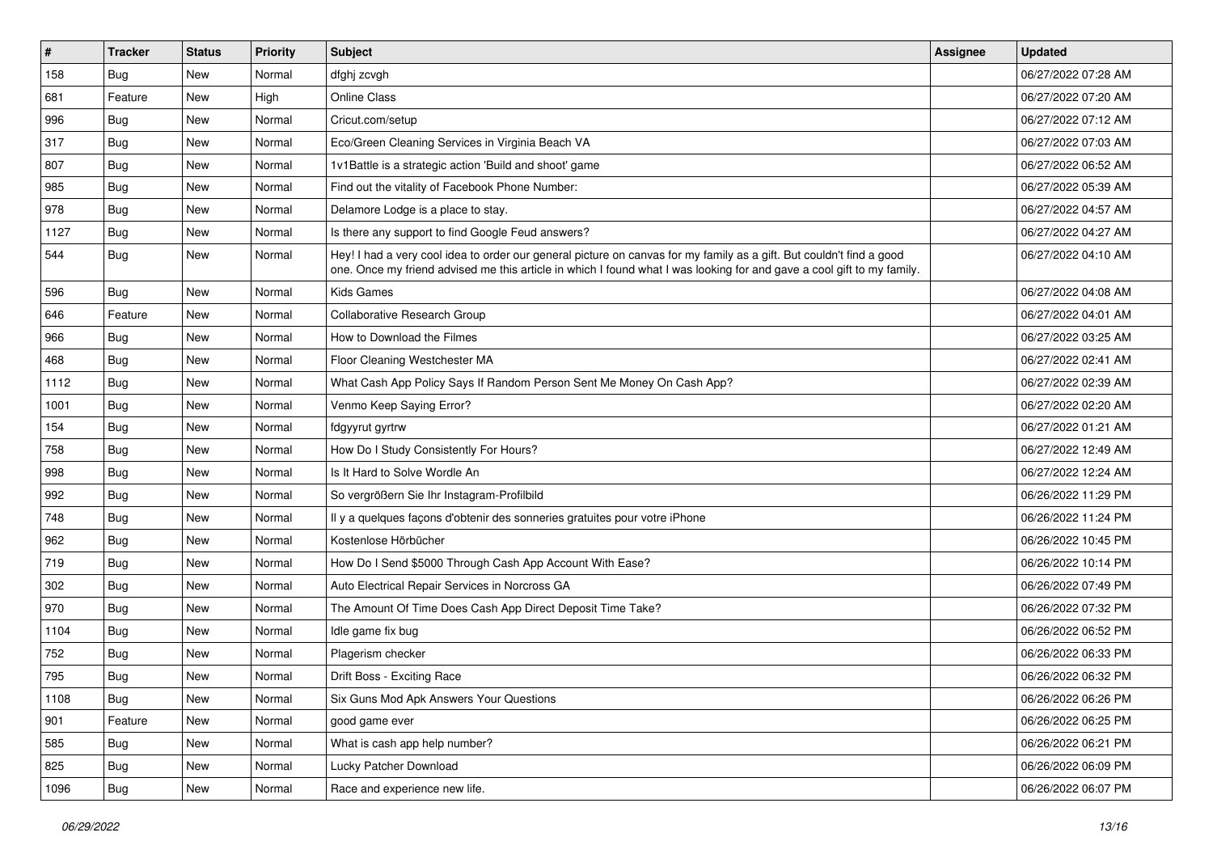| # | Tracker | Status | Priority | Subject | Assignee | Updated |
|---|---|---|---|---|---|---|
| 158 | Bug | New | Normal | dfghj zcvgh | | 06/27/2022 07:28 AM |
| 681 | Feature | New | High | Online Class | | 06/27/2022 07:20 AM |
| 996 | Bug | New | Normal | Cricut.com/setup | | 06/27/2022 07:12 AM |
| 317 | Bug | New | Normal | Eco/Green Cleaning Services in Virginia Beach VA | | 06/27/2022 07:03 AM |
| 807 | Bug | New | Normal | 1v1Battle is a strategic action 'Build and shoot' game | | 06/27/2022 06:52 AM |
| 985 | Bug | New | Normal | Find out the vitality of Facebook Phone Number: | | 06/27/2022 05:39 AM |
| 978 | Bug | New | Normal | Delamore Lodge is a place to stay. | | 06/27/2022 04:57 AM |
| 1127 | Bug | New | Normal | Is there any support to find Google Feud answers? | | 06/27/2022 04:27 AM |
| 544 | Bug | New | Normal | Hey! I had a very cool idea to order our general picture on canvas for my family as a gift. But couldn't find a good one. Once my friend advised me this article in which I found what I was looking for and gave a cool gift to my family. | | 06/27/2022 04:10 AM |
| 596 | Bug | New | Normal | Kids Games | | 06/27/2022 04:08 AM |
| 646 | Feature | New | Normal | Collaborative Research Group | | 06/27/2022 04:01 AM |
| 966 | Bug | New | Normal | How to Download the Filmes | | 06/27/2022 03:25 AM |
| 468 | Bug | New | Normal | Floor Cleaning Westchester MA | | 06/27/2022 02:41 AM |
| 1112 | Bug | New | Normal | What Cash App Policy Says If Random Person Sent Me Money On Cash App? | | 06/27/2022 02:39 AM |
| 1001 | Bug | New | Normal | Venmo Keep Saying Error? | | 06/27/2022 02:20 AM |
| 154 | Bug | New | Normal | fdgyyrut gyrtrw | | 06/27/2022 01:21 AM |
| 758 | Bug | New | Normal | How Do I Study Consistently For Hours? | | 06/27/2022 12:49 AM |
| 998 | Bug | New | Normal | Is It Hard to Solve Wordle An | | 06/27/2022 12:24 AM |
| 992 | Bug | New | Normal | So vergrößern Sie Ihr Instagram-Profilbild | | 06/26/2022 11:29 PM |
| 748 | Bug | New | Normal | Il y a quelques façons d'obtenir des sonneries gratuites pour votre iPhone | | 06/26/2022 11:24 PM |
| 962 | Bug | New | Normal | Kostenlose Hörbücher | | 06/26/2022 10:45 PM |
| 719 | Bug | New | Normal | How Do I Send $5000 Through Cash App Account With Ease? | | 06/26/2022 10:14 PM |
| 302 | Bug | New | Normal | Auto Electrical Repair Services in Norcross GA | | 06/26/2022 07:49 PM |
| 970 | Bug | New | Normal | The Amount Of Time Does Cash App Direct Deposit Time Take? | | 06/26/2022 07:32 PM |
| 1104 | Bug | New | Normal | Idle game fix bug | | 06/26/2022 06:52 PM |
| 752 | Bug | New | Normal | Plagerism checker | | 06/26/2022 06:33 PM |
| 795 | Bug | New | Normal | Drift Boss - Exciting Race | | 06/26/2022 06:32 PM |
| 1108 | Bug | New | Normal | Six Guns Mod Apk Answers Your Questions | | 06/26/2022 06:26 PM |
| 901 | Feature | New | Normal | good game ever | | 06/26/2022 06:25 PM |
| 585 | Bug | New | Normal | What is cash app help number? | | 06/26/2022 06:21 PM |
| 825 | Bug | New | Normal | Lucky Patcher Download | | 06/26/2022 06:09 PM |
| 1096 | Bug | New | Normal | Race and experience new life. | | 06/26/2022 06:07 PM |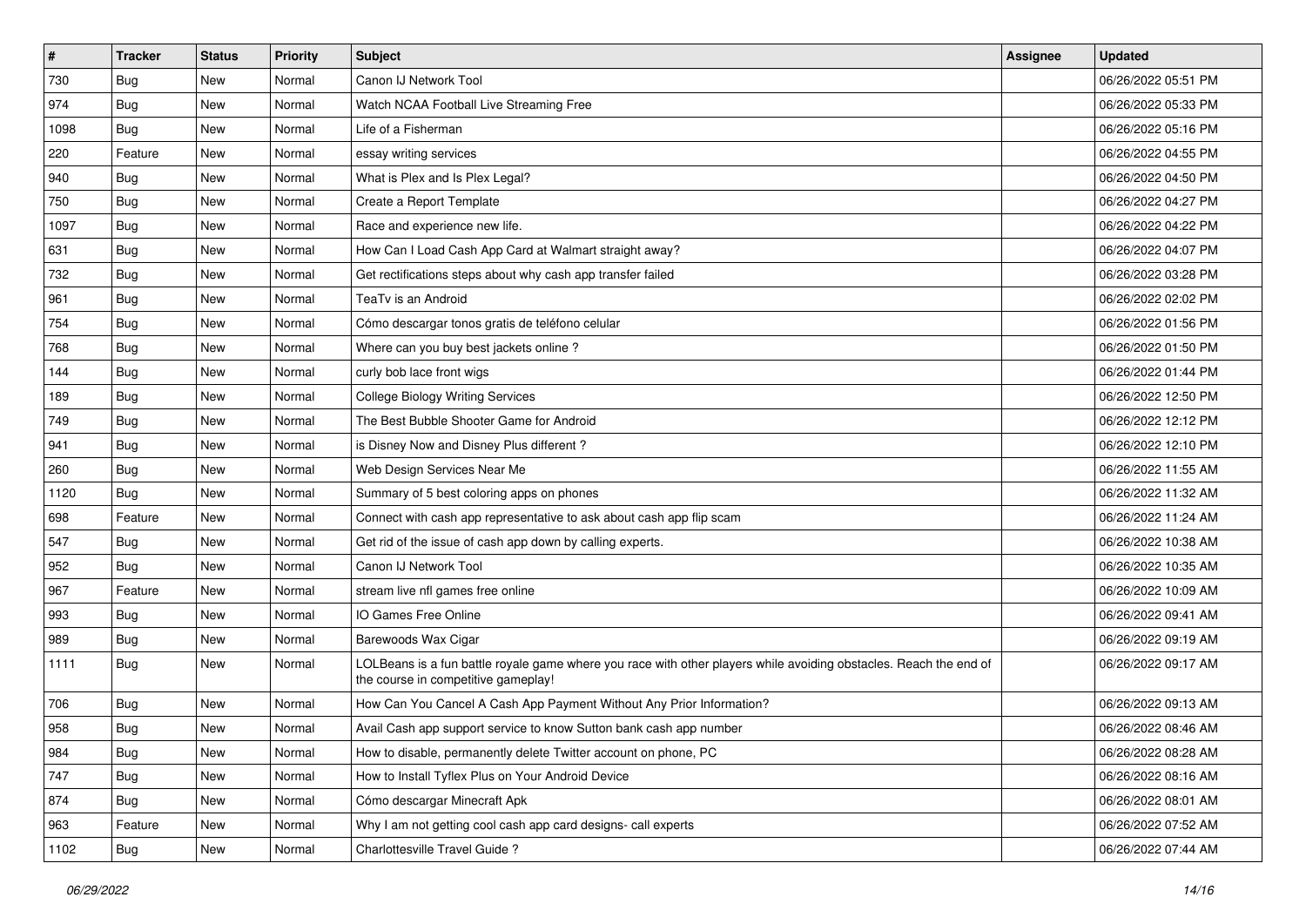| # | Tracker | Status | Priority | Subject | Assignee | Updated |
|---|---|---|---|---|---|---|
| 730 | Bug | New | Normal | Canon IJ Network Tool | | 06/26/2022 05:51 PM |
| 974 | Bug | New | Normal | Watch NCAA Football Live Streaming Free | | 06/26/2022 05:33 PM |
| 1098 | Bug | New | Normal | Life of a Fisherman | | 06/26/2022 05:16 PM |
| 220 | Feature | New | Normal | essay writing services | | 06/26/2022 04:55 PM |
| 940 | Bug | New | Normal | What is Plex and Is Plex Legal? | | 06/26/2022 04:50 PM |
| 750 | Bug | New | Normal | Create a Report Template | | 06/26/2022 04:27 PM |
| 1097 | Bug | New | Normal | Race and experience new life. | | 06/26/2022 04:22 PM |
| 631 | Bug | New | Normal | How Can I Load Cash App Card at Walmart straight away? | | 06/26/2022 04:07 PM |
| 732 | Bug | New | Normal | Get rectifications steps about why cash app transfer failed | | 06/26/2022 03:28 PM |
| 961 | Bug | New | Normal | TeaTv is an Android | | 06/26/2022 02:02 PM |
| 754 | Bug | New | Normal | Cómo descargar tonos gratis de teléfono celular | | 06/26/2022 01:56 PM |
| 768 | Bug | New | Normal | Where can you buy best jackets online ? | | 06/26/2022 01:50 PM |
| 144 | Bug | New | Normal | curly bob lace front wigs | | 06/26/2022 01:44 PM |
| 189 | Bug | New | Normal | College Biology Writing Services | | 06/26/2022 12:50 PM |
| 749 | Bug | New | Normal | The Best Bubble Shooter Game for Android | | 06/26/2022 12:12 PM |
| 941 | Bug | New | Normal | is Disney Now and Disney Plus different ? | | 06/26/2022 12:10 PM |
| 260 | Bug | New | Normal | Web Design Services Near Me | | 06/26/2022 11:55 AM |
| 1120 | Bug | New | Normal | Summary of 5 best coloring apps on phones | | 06/26/2022 11:32 AM |
| 698 | Feature | New | Normal | Connect with cash app representative to ask about cash app flip scam | | 06/26/2022 11:24 AM |
| 547 | Bug | New | Normal | Get rid of the issue of cash app down by calling experts. | | 06/26/2022 10:38 AM |
| 952 | Bug | New | Normal | Canon IJ Network Tool | | 06/26/2022 10:35 AM |
| 967 | Feature | New | Normal | stream live nfl games free online | | 06/26/2022 10:09 AM |
| 993 | Bug | New | Normal | IO Games Free Online | | 06/26/2022 09:41 AM |
| 989 | Bug | New | Normal | Barewoods Wax Cigar | | 06/26/2022 09:19 AM |
| 1111 | Bug | New | Normal | LOLBeans is a fun battle royale game where you race with other players while avoiding obstacles. Reach the end of the course in competitive gameplay! | | 06/26/2022 09:17 AM |
| 706 | Bug | New | Normal | How Can You Cancel A Cash App Payment Without Any Prior Information? | | 06/26/2022 09:13 AM |
| 958 | Bug | New | Normal | Avail Cash app support service to know Sutton bank cash app number | | 06/26/2022 08:46 AM |
| 984 | Bug | New | Normal | How to disable, permanently delete Twitter account on phone, PC | | 06/26/2022 08:28 AM |
| 747 | Bug | New | Normal | How to Install Tyflex Plus on Your Android Device | | 06/26/2022 08:16 AM |
| 874 | Bug | New | Normal | Cómo descargar Minecraft Apk | | 06/26/2022 08:01 AM |
| 963 | Feature | New | Normal | Why I am not getting cool cash app card designs- call experts | | 06/26/2022 07:52 AM |
| 1102 | Bug | New | Normal | Charlottesville Travel Guide ? | | 06/26/2022 07:44 AM |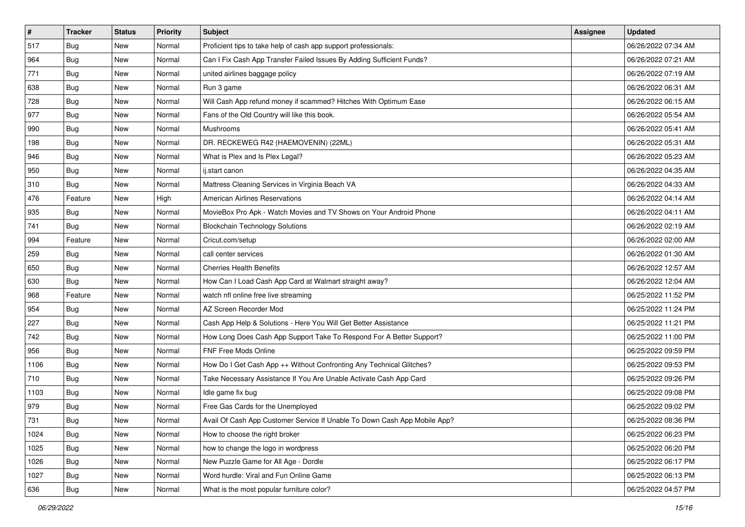| # | Tracker | Status | Priority | Subject | Assignee | Updated |
|---|---|---|---|---|---|---|
| 517 | Bug | New | Normal | Proficient tips to take help of cash app support professionals: | | 06/26/2022 07:34 AM |
| 964 | Bug | New | Normal | Can I Fix Cash App Transfer Failed Issues By Adding Sufficient Funds? | | 06/26/2022 07:21 AM |
| 771 | Bug | New | Normal | united airlines baggage policy | | 06/26/2022 07:19 AM |
| 638 | Bug | New | Normal | Run 3 game | | 06/26/2022 06:31 AM |
| 728 | Bug | New | Normal | Will Cash App refund money if scammed? Hitches With Optimum Ease | | 06/26/2022 06:15 AM |
| 977 | Bug | New | Normal | Fans of the Old Country will like this book. | | 06/26/2022 05:54 AM |
| 990 | Bug | New | Normal | Mushrooms | | 06/26/2022 05:41 AM |
| 198 | Bug | New | Normal | DR. RECKEWEG R42 (HAEMOVENIN) (22ML) | | 06/26/2022 05:31 AM |
| 946 | Bug | New | Normal | What is Plex and Is Plex Legal? | | 06/26/2022 05:23 AM |
| 950 | Bug | New | Normal | ij.start canon | | 06/26/2022 04:35 AM |
| 310 | Bug | New | Normal | Mattress Cleaning Services in Virginia Beach VA | | 06/26/2022 04:33 AM |
| 476 | Feature | New | High | American Airlines Reservations | | 06/26/2022 04:14 AM |
| 935 | Bug | New | Normal | MovieBox Pro Apk - Watch Movies and TV Shows on Your Android Phone | | 06/26/2022 04:11 AM |
| 741 | Bug | New | Normal | Blockchain Technology Solutions | | 06/26/2022 02:19 AM |
| 994 | Feature | New | Normal | Cricut.com/setup | | 06/26/2022 02:00 AM |
| 259 | Bug | New | Normal | call center services | | 06/26/2022 01:30 AM |
| 650 | Bug | New | Normal | Cherries Health Benefits | | 06/26/2022 12:57 AM |
| 630 | Bug | New | Normal | How Can I Load Cash App Card at Walmart straight away? | | 06/26/2022 12:04 AM |
| 968 | Feature | New | Normal | watch nfl online free live streaming | | 06/25/2022 11:52 PM |
| 954 | Bug | New | Normal | AZ Screen Recorder Mod | | 06/25/2022 11:24 PM |
| 227 | Bug | New | Normal | Cash App Help & Solutions - Here You Will Get Better Assistance | | 06/25/2022 11:21 PM |
| 742 | Bug | New | Normal | How Long Does Cash App Support Take To Respond For A Better Support? | | 06/25/2022 11:00 PM |
| 956 | Bug | New | Normal | FNF Free Mods Online | | 06/25/2022 09:59 PM |
| 1106 | Bug | New | Normal | How Do I Get Cash App ++ Without Confronting Any Technical Glitches? | | 06/25/2022 09:53 PM |
| 710 | Bug | New | Normal | Take Necessary Assistance If You Are Unable Activate Cash App Card | | 06/25/2022 09:26 PM |
| 1103 | Bug | New | Normal | Idle game fix bug | | 06/25/2022 09:08 PM |
| 979 | Bug | New | Normal | Free Gas Cards for the Unemployed | | 06/25/2022 09:02 PM |
| 731 | Bug | New | Normal | Avail Of Cash App Customer Service If Unable To Down Cash App Mobile App? | | 06/25/2022 08:36 PM |
| 1024 | Bug | New | Normal | How to choose the right broker | | 06/25/2022 06:23 PM |
| 1025 | Bug | New | Normal | how to change the logo in wordpress | | 06/25/2022 06:20 PM |
| 1026 | Bug | New | Normal | New Puzzle Game for All Age - Dordle | | 06/25/2022 06:17 PM |
| 1027 | Bug | New | Normal | Word hurdle: Viral and Fun Online Game | | 06/25/2022 06:13 PM |
| 636 | Bug | New | Normal | What is the most popular furniture color? | | 06/25/2022 04:57 PM |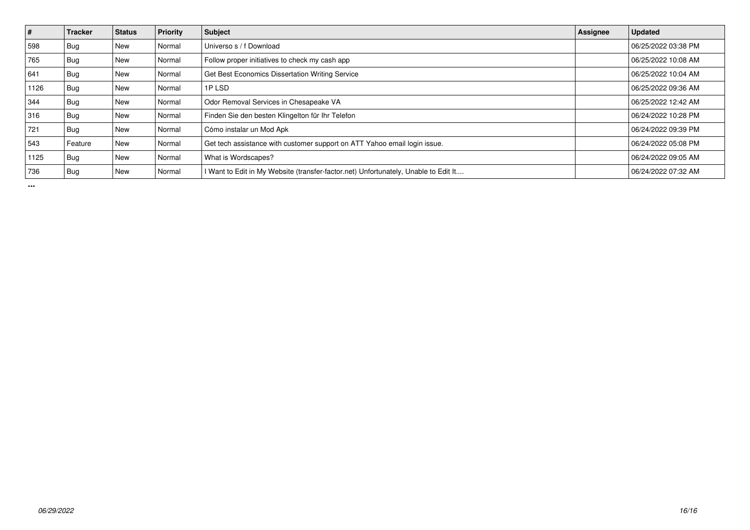| # | Tracker | Status | Priority | Subject | Assignee | Updated |
| --- | --- | --- | --- | --- | --- | --- |
| 598 | Bug | New | Normal | Universo s / f Download | | 06/25/2022 03:38 PM |
| 765 | Bug | New | Normal | Follow proper initiatives to check my cash app | | 06/25/2022 10:08 AM |
| 641 | Bug | New | Normal | Get Best Economics Dissertation Writing Service | | 06/25/2022 10:04 AM |
| 1126 | Bug | New | Normal | 1P LSD | | 06/25/2022 09:36 AM |
| 344 | Bug | New | Normal | Odor Removal Services in Chesapeake VA | | 06/25/2022 12:42 AM |
| 316 | Bug | New | Normal | Finden Sie den besten Klingelton für Ihr Telefon | | 06/24/2022 10:28 PM |
| 721 | Bug | New | Normal | Cómo instalar un Mod Apk | | 06/24/2022 09:39 PM |
| 543 | Feature | New | Normal | Get tech assistance with customer support on ATT Yahoo email login issue. | | 06/24/2022 05:08 PM |
| 1125 | Bug | New | Normal | What is Wordscapes? | | 06/24/2022 09:05 AM |
| 736 | Bug | New | Normal | I Want to Edit in My Website (transfer-factor.net) Unfortunately, Unable to Edit It.... | | 06/24/2022 07:32 AM |

...